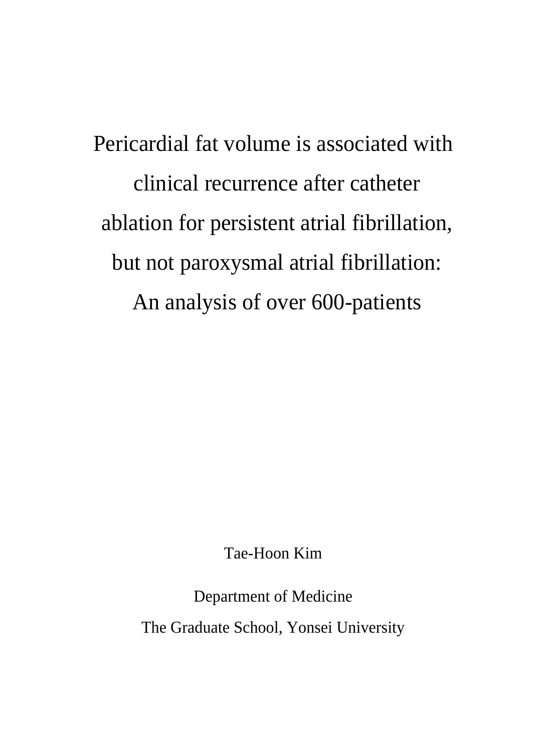# Pericardial fat volume is associated with clinical recurrence after catheter ablation for persistent atrial fibrillation, but not paroxysmal atrial fibrillation: An analysis of over 600-patients

Tae-Hoon Kim

Department of Medicine

The Graduate School, Yonsei University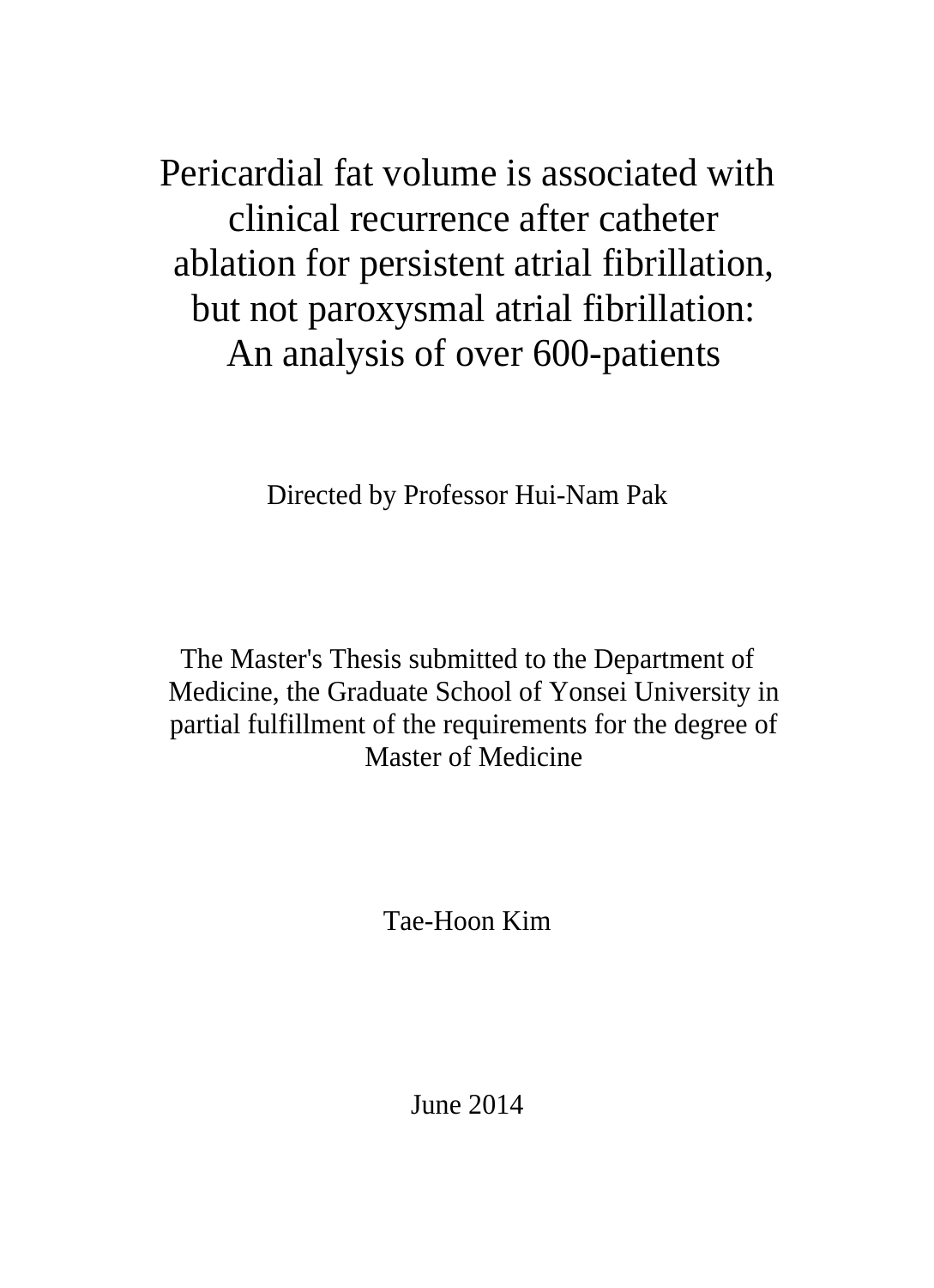# Pericardial fat volume is associated with clinical recurrence after catheter ablation for persistent atrial fibrillation, but not paroxysmal atrial fibrillation: An analysis of over 600-patients

Directed by Professor Hui-Nam Pak

The Master's Thesis submitted to the Department of Medicine, the Graduate School of Yonsei University in partial fulfillment of the requirements for the degree of Master of Medicine

Tae-Hoon Kim

June 2014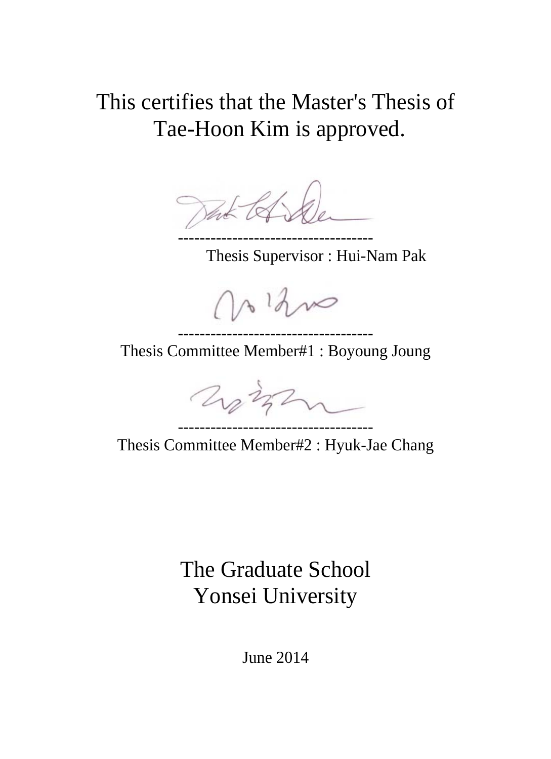This certifies that the Master's Thesis of
Tae-Hoon Kim is approved.

------------------------------------
Thesis Supervisor : Hui-Nam Pak

------------------------------------
Thesis Committee Member#1 : Boyoung Joung

------------------------------------
Thesis Committee Member#2 : Hyuk-Jae Chang

The Graduate School
Yonsei University

June 2014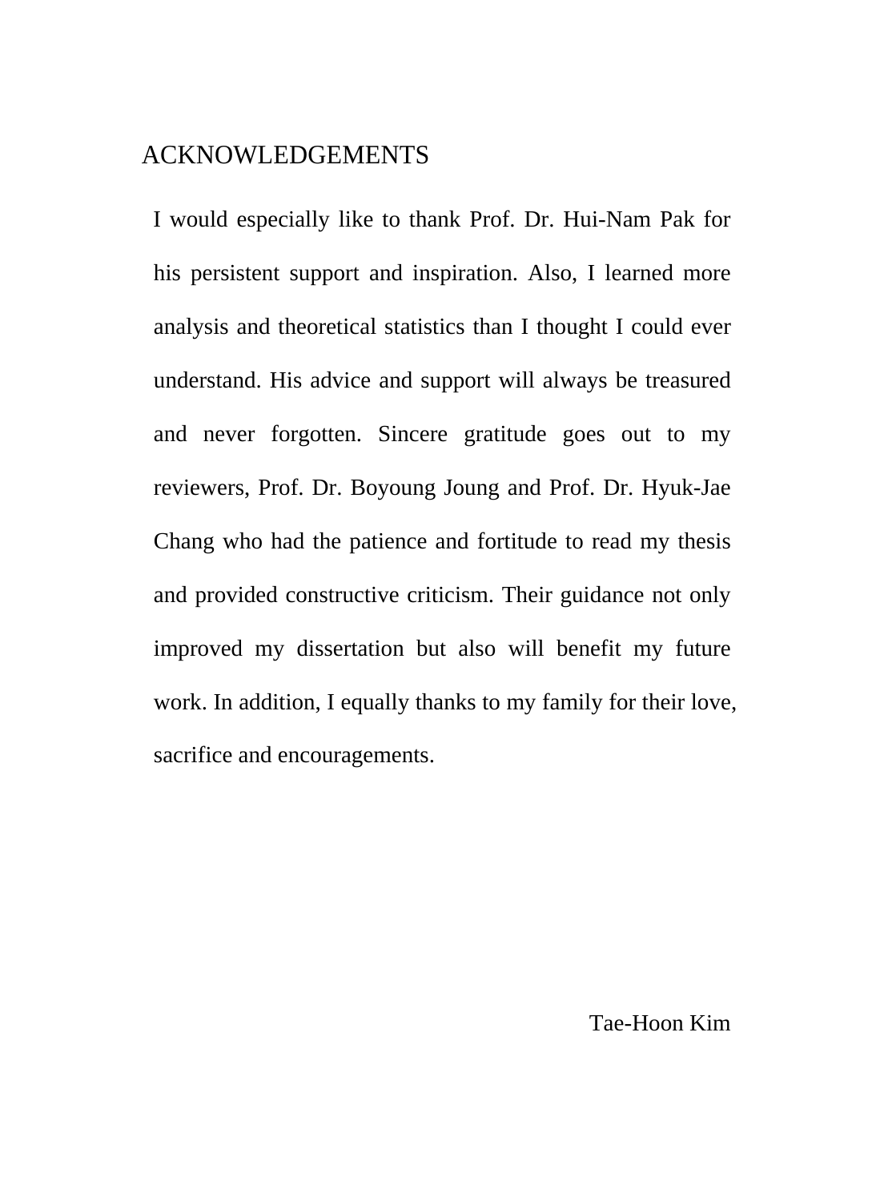# ACKNOWLEDGEMENTS

I would especially like to thank Prof. Dr. Hui-Nam Pak for his persistent support and inspiration. Also, I learned more analysis and theoretical statistics than I thought I could ever understand. His advice and support will always be treasured and never forgotten. Sincere gratitude goes out to my reviewers, Prof. Dr. Boyoung Joung and Prof. Dr. Hyuk-Jae Chang who had the patience and fortitude to read my thesis and provided constructive criticism. Their guidance not only improved my dissertation but also will benefit my future work. In addition, I equally thanks to my family for their love, sacrifice and encouragements.

Tae-Hoon Kim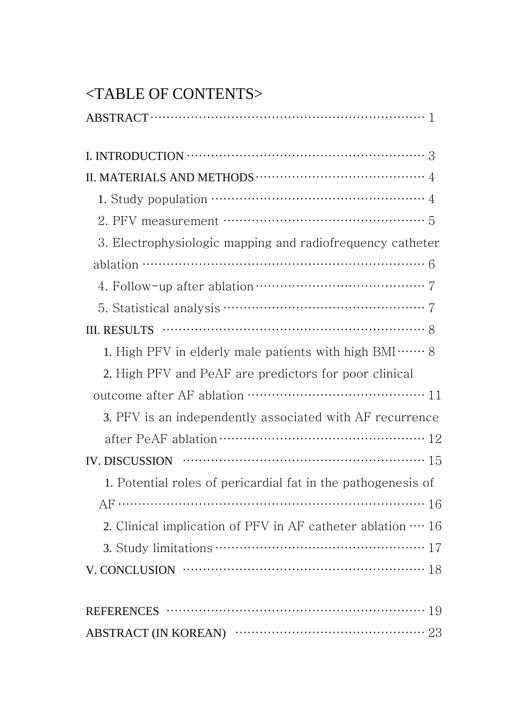# <TABLE OF CONTENTS>

ABSTRACT ··· 1

I. INTRODUCTION ··· 3

II. MATERIALS AND METHODS ··· 4

- 1. Study population ··· 4
- 2. PFV measurement ··· 5
- 3. Electrophysiologic mapping and radiofrequency catheter ablation ··· 6
- 4. Follow-up after ablation ··· 7
- 5. Statistical analysis ··· 7

III. RESULTS ··· 8

- 1. High PFV in elderly male patients with high BMI ··· 8
- 2. High PFV and PeAF are predictors for poor clinical outcome after AF ablation ··· 11
- 3. PFV is an independently associated with AF recurrence after PeAF ablation ··· 12

IV. DISCUSSION ··· 15

- 1. Potential roles of pericardial fat in the pathogenesis of AF ··· 16
- 2. Clinical implication of PFV in AF catheter ablation ··· 16
- 3. Study limitations ··· 17

V. CONCLUSION ··· 18

REFERENCES ··· 19

ABSTRACT (IN KOREAN) ··· 23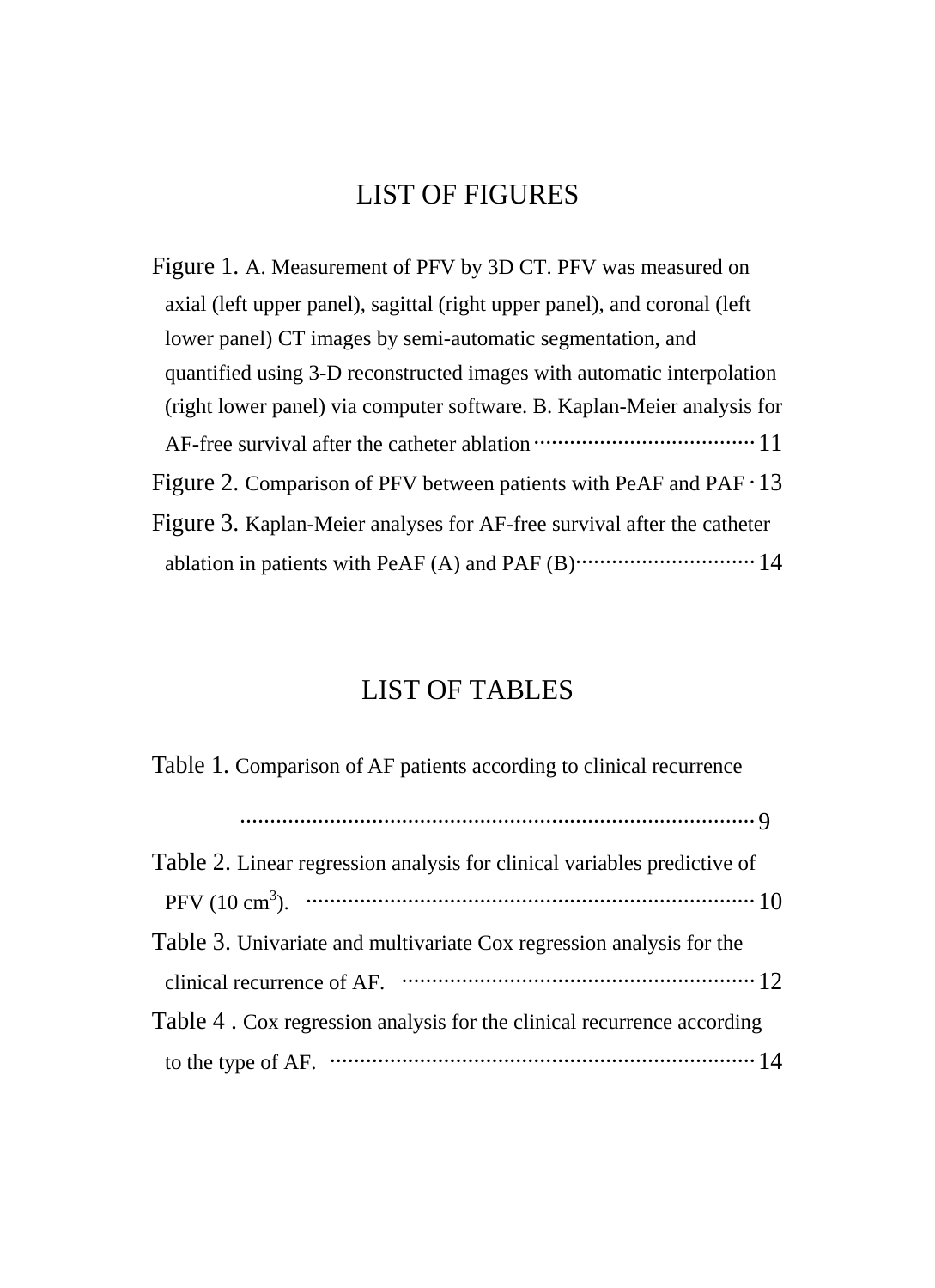# LIST OF FIGURES

Figure 1. A. Measurement of PFV by 3D CT. PFV was measured on axial (left upper panel), sagittal (right upper panel), and coronal (left lower panel) CT images by semi-automatic segmentation, and quantified using 3-D reconstructed images with automatic interpolation (right lower panel) via computer software. B. Kaplan-Meier analysis for AF-free survival after the catheter ablation ······························ 11

Figure 2. Comparison of PFV between patients with PeAF and PAF · 13

Figure 3. Kaplan-Meier analyses for AF-free survival after the catheter ablation in patients with PeAF (A) and PAF (B)························· 14

# LIST OF TABLES

Table 1. Comparison of AF patients according to clinical recurrence ································································································· 9

Table 2. Linear regression analysis for clinical variables predictive of PFV (10 $cm^3$). ···································································· 10

Table 3. Univariate and multivariate Cox regression analysis for the clinical recurrence of AF. ················································ 12

Table 4 . Cox regression analysis for the clinical recurrence according to the type of AF. ······························································ 14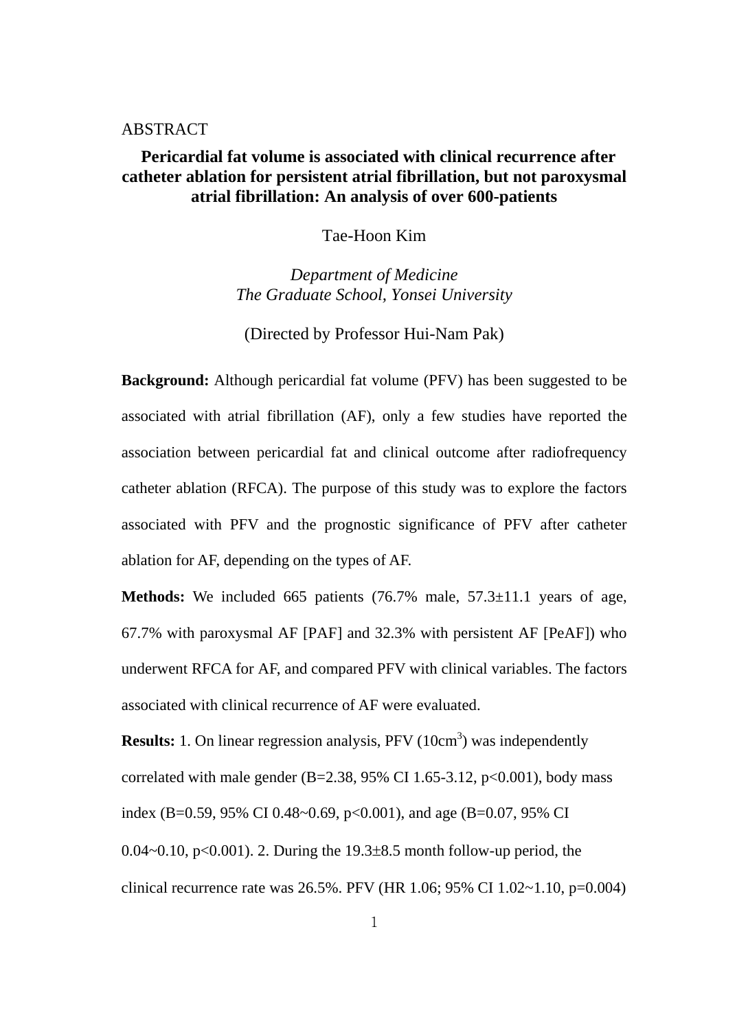ABSTRACT

# Pericardial fat volume is associated with clinical recurrence after catheter ablation for persistent atrial fibrillation, but not paroxysmal atrial fibrillation: An analysis of over 600-patients

Tae-Hoon Kim

*Department of Medicine*
*The Graduate School, Yonsei University*

(Directed by Professor Hui-Nam Pak)

**Background:** Although pericardial fat volume (PFV) has been suggested to be associated with atrial fibrillation (AF), only a few studies have reported the association between pericardial fat and clinical outcome after radiofrequency catheter ablation (RFCA). The purpose of this study was to explore the factors associated with PFV and the prognostic significance of PFV after catheter ablation for AF, depending on the types of AF.

**Methods:** We included 665 patients (76.7% male, 57.3±11.1 years of age, 67.7% with paroxysmal AF [PAF] and 32.3% with persistent AF [PeAF]) who underwent RFCA for AF, and compared PFV with clinical variables. The factors associated with clinical recurrence of AF were evaluated.

**Results:** 1. On linear regression analysis, PFV ($10cm^3$) was independently correlated with male gender (B=2.38, 95% CI 1.65-3.12, p<0.001), body mass index (B=0.59, 95% CI 0.48~0.69, p<0.001), and age (B=0.07, 95% CI 0.04~0.10, p<0.001). 2. During the 19.3±8.5 month follow-up period, the clinical recurrence rate was 26.5%. PFV (HR 1.06; 95% CI 1.02~1.10, p=0.004)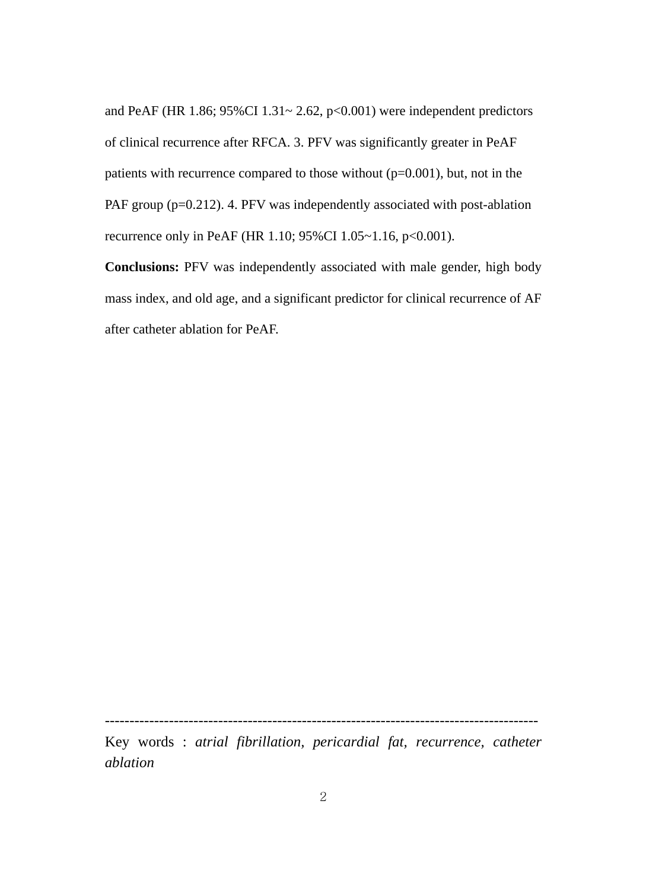and PeAF (HR 1.86; 95%CI 1.31~ 2.62, $p<0.001$) were independent predictors of clinical recurrence after RFCA. 3. PFV was significantly greater in PeAF patients with recurrence compared to those without ($p=0.001$), but, not in the PAF group ($p=0.212$). 4. PFV was independently associated with post-ablation recurrence only in PeAF (HR 1.10; 95%CI 1.05~1.16, $p<0.001$).

**Conclusions:** PFV was independently associated with male gender, high body mass index, and old age, and a significant predictor for clinical recurrence of AF after catheter ablation for PeAF.

---

Key words : *atrial fibrillation, pericardial fat, recurrence, catheter ablation*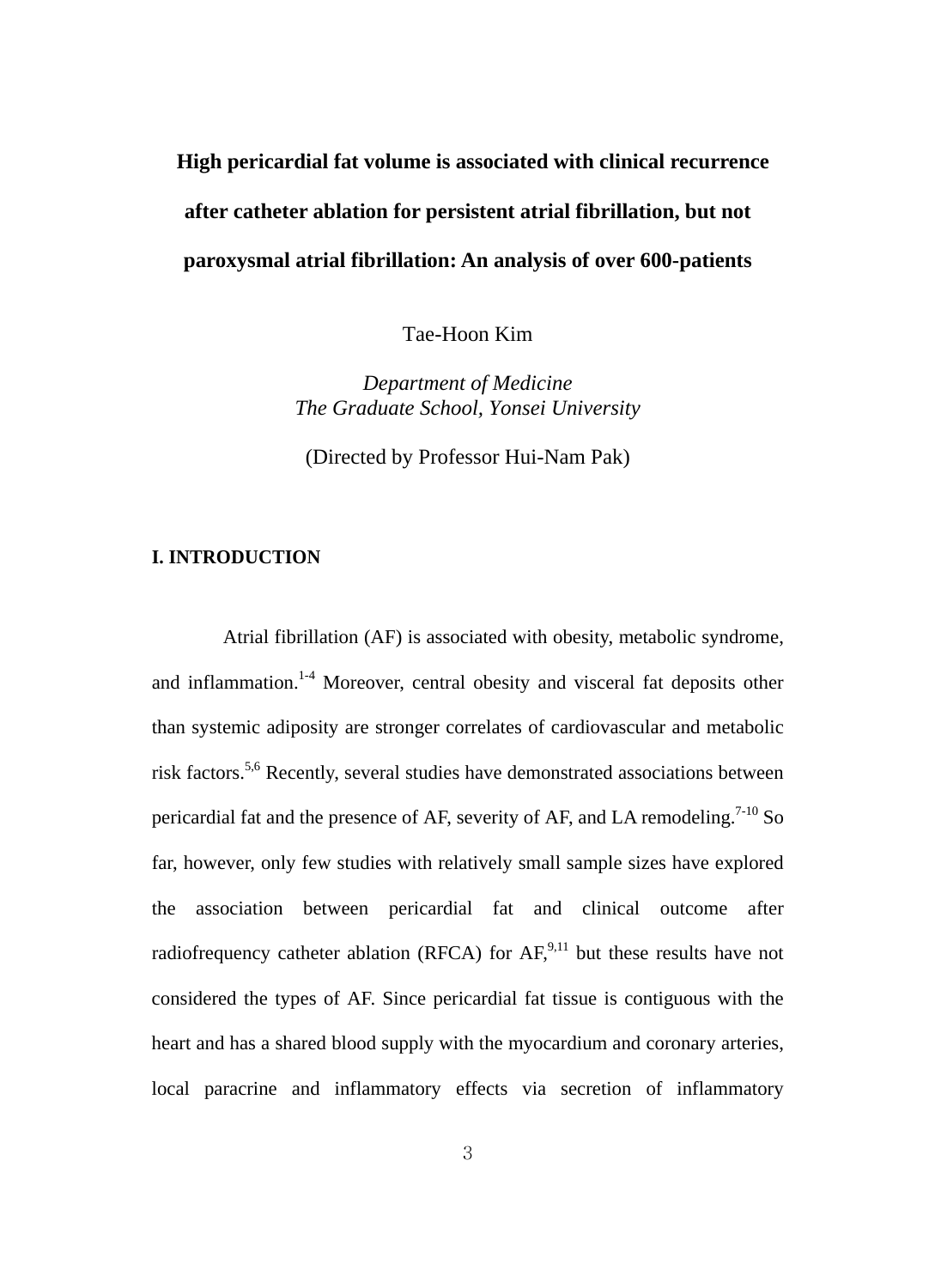# High pericardial fat volume is associated with clinical recurrence after catheter ablation for persistent atrial fibrillation, but not paroxysmal atrial fibrillation: An analysis of over 600-patients

Tae-Hoon Kim

*Department of Medicine*
*The Graduate School, Yonsei University*

(Directed by Professor Hui-Nam Pak)

## I. INTRODUCTION

Atrial fibrillation (AF) is associated with obesity, metabolic syndrome, and inflammation.[1-4] Moreover, central obesity and visceral fat deposits other than systemic adiposity are stronger correlates of cardiovascular and metabolic risk factors.[5,6] Recently, several studies have demonstrated associations between pericardial fat and the presence of AF, severity of AF, and LA remodeling.[7-10] So far, however, only few studies with relatively small sample sizes have explored the association between pericardial fat and clinical outcome after radiofrequency catheter ablation (RFCA) for AF,[9,11] but these results have not considered the types of AF. Since pericardial fat tissue is contiguous with the heart and has a shared blood supply with the myocardium and coronary arteries, local paracrine and inflammatory effects via secretion of inflammatory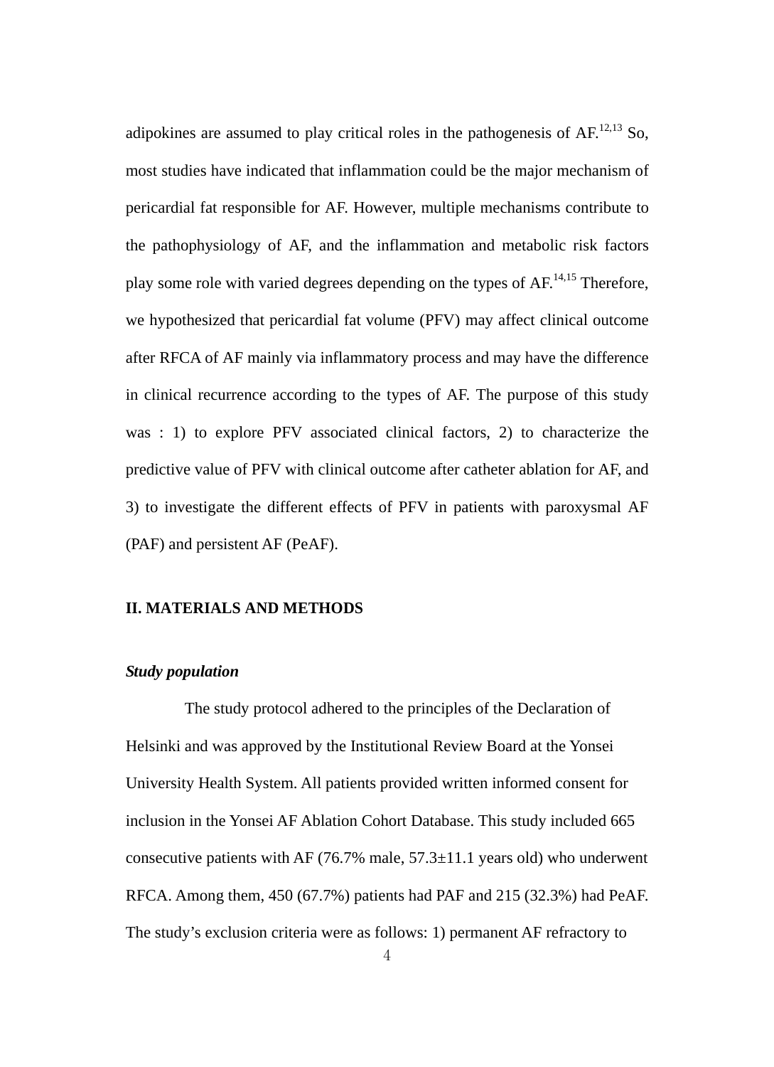adipokines are assumed to play critical roles in the pathogenesis of AF.[12,13] So, most studies have indicated that inflammation could be the major mechanism of pericardial fat responsible for AF. However, multiple mechanisms contribute to the pathophysiology of AF, and the inflammation and metabolic risk factors play some role with varied degrees depending on the types of AF.[14,15] Therefore, we hypothesized that pericardial fat volume (PFV) may affect clinical outcome after RFCA of AF mainly via inflammatory process and may have the difference in clinical recurrence according to the types of AF. The purpose of this study was : 1) to explore PFV associated clinical factors, 2) to characterize the predictive value of PFV with clinical outcome after catheter ablation for AF, and 3) to investigate the different effects of PFV in patients with paroxysmal AF (PAF) and persistent AF (PeAF).

## II. MATERIALS AND METHODS

### *Study population*

The study protocol adhered to the principles of the Declaration of Helsinki and was approved by the Institutional Review Board at the Yonsei University Health System. All patients provided written informed consent for inclusion in the Yonsei AF Ablation Cohort Database. This study included 665 consecutive patients with AF (76.7% male, 57.3±11.1 years old) who underwent RFCA. Among them, 450 (67.7%) patients had PAF and 215 (32.3%) had PeAF. The study's exclusion criteria were as follows: 1) permanent AF refractory to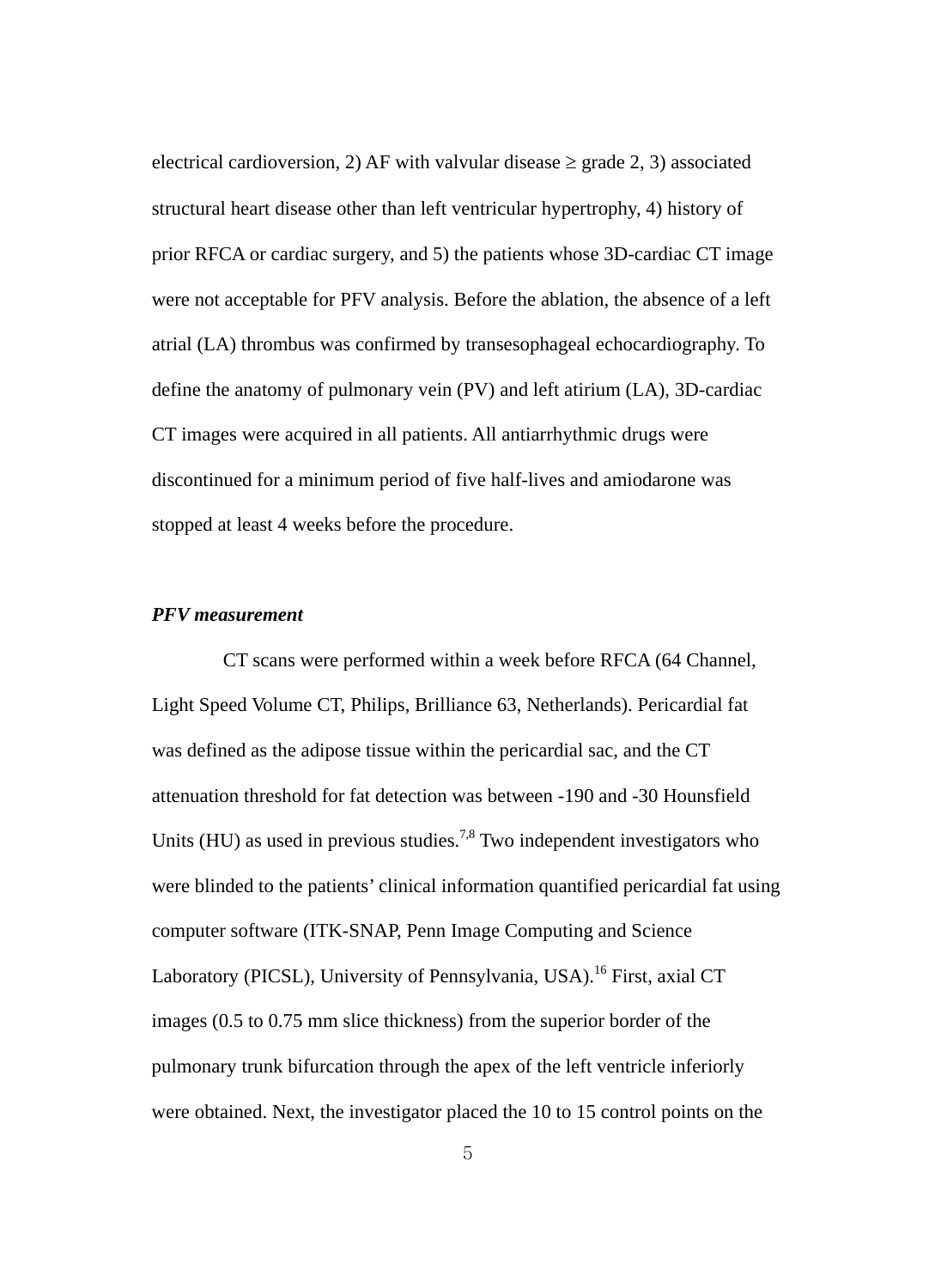electrical cardioversion, 2) AF with valvular disease ≥ grade 2, 3) associated structural heart disease other than left ventricular hypertrophy, 4) history of prior RFCA or cardiac surgery, and 5) the patients whose 3D-cardiac CT image were not acceptable for PFV analysis. Before the ablation, the absence of a left atrial (LA) thrombus was confirmed by transesophageal echocardiography. To define the anatomy of pulmonary vein (PV) and left atirium (LA), 3D-cardiac CT images were acquired in all patients. All antiarrhythmic drugs were discontinued for a minimum period of five half-lives and amiodarone was stopped at least 4 weeks before the procedure.

***PFV measurement***

CT scans were performed within a week before RFCA (64 Channel, Light Speed Volume CT, Philips, Brilliance 63, Netherlands). Pericardial fat was defined as the adipose tissue within the pericardial sac, and the CT attenuation threshold for fat detection was between -190 and -30 Hounsfield Units (HU) as used in previous studies.[7,8] Two independent investigators who were blinded to the patients' clinical information quantified pericardial fat using computer software (ITK-SNAP, Penn Image Computing and Science Laboratory (PICSL), University of Pennsylvania, USA).[16] First, axial CT images (0.5 to 0.75 mm slice thickness) from the superior border of the pulmonary trunk bifurcation through the apex of the left ventricle inferiorly were obtained. Next, the investigator placed the 10 to 15 control points on the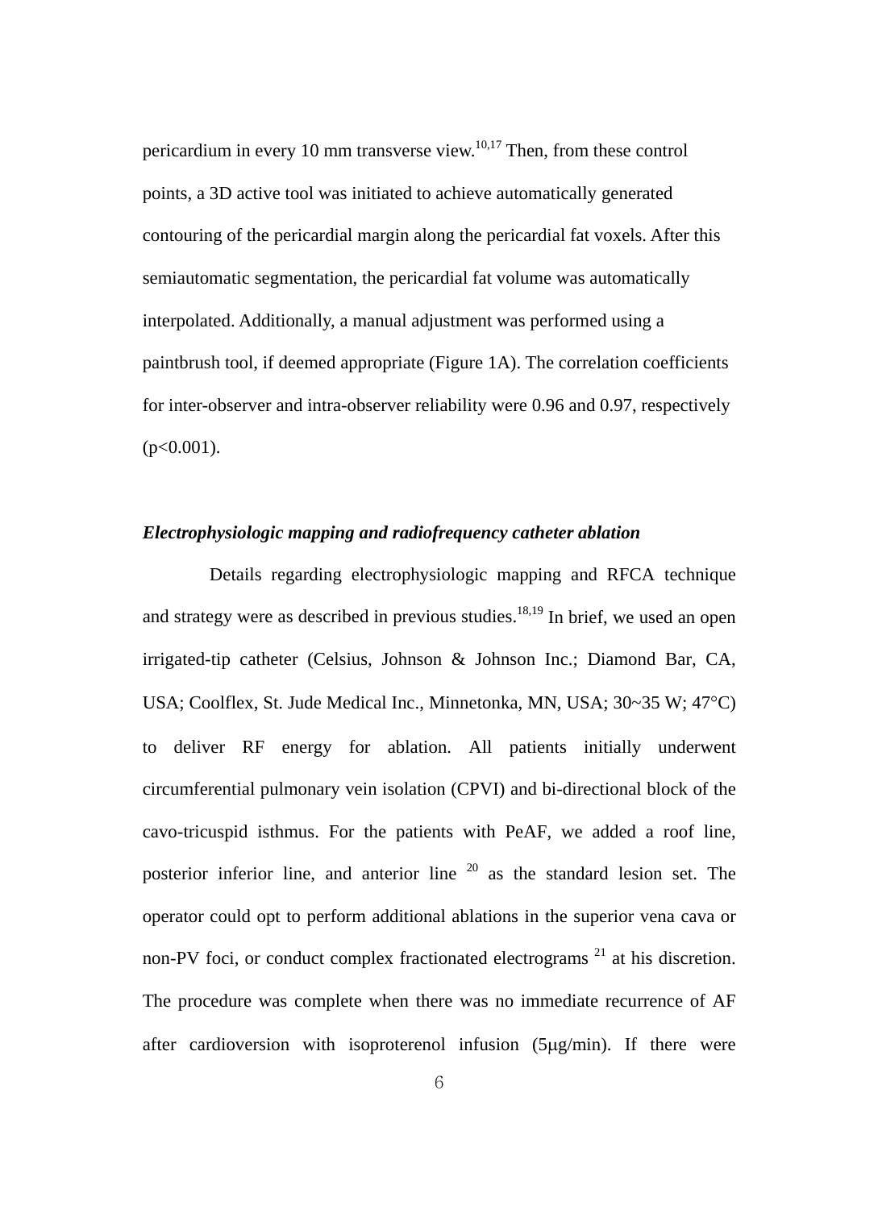pericardium in every 10 mm transverse view.[10,17] Then, from these control points, a 3D active tool was initiated to achieve automatically generated contouring of the pericardial margin along the pericardial fat voxels. After this semiautomatic segmentation, the pericardial fat volume was automatically interpolated. Additionally, a manual adjustment was performed using a paintbrush tool, if deemed appropriate (Figure 1A). The correlation coefficients for inter-observer and intra-observer reliability were 0.96 and 0.97, respectively ($p<0.001$).

### *Electrophysiologic mapping and radiofrequency catheter ablation*

Details regarding electrophysiologic mapping and RFCA technique and strategy were as described in previous studies.[18,19] In brief, we used an open irrigated-tip catheter (Celsius, Johnson & Johnson Inc.; Diamond Bar, CA, USA; Coolflex, St. Jude Medical Inc., Minnetonka, MN, USA; 30~35 W; 47°C) to deliver RF energy for ablation. All patients initially underwent circumferential pulmonary vein isolation (CPVI) and bi-directional block of the cavo-tricuspid isthmus. For the patients with PeAF, we added a roof line, posterior inferior line, and anterior line [20] as the standard lesion set. The operator could opt to perform additional ablations in the superior vena cava or non-PV foci, or conduct complex fractionated electrograms [21] at his discretion. The procedure was complete when there was no immediate recurrence of AF after cardioversion with isoproterenol infusion (5μg/min). If there were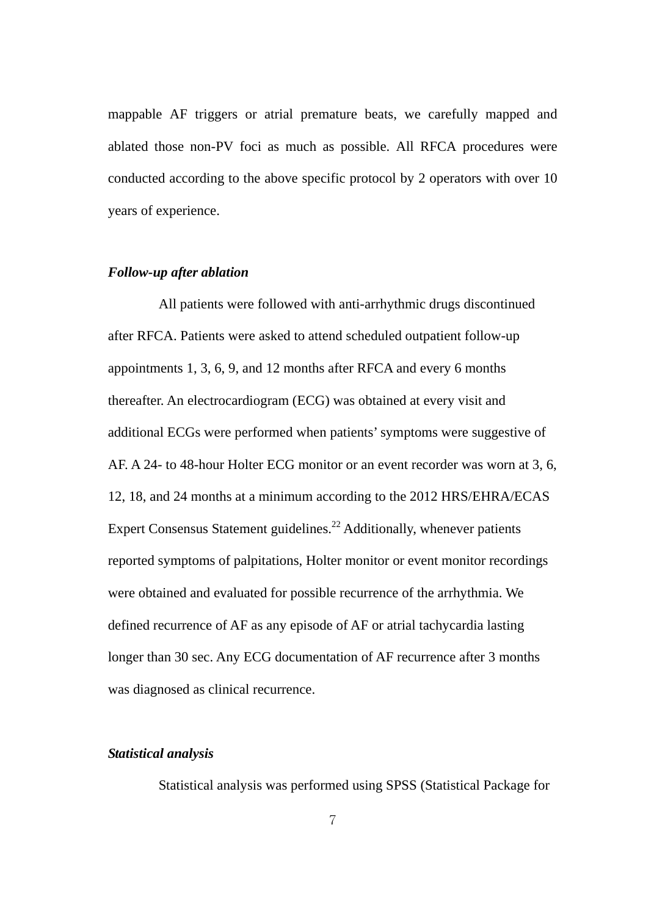mappable AF triggers or atrial premature beats, we carefully mapped and ablated those non-PV foci as much as possible. All RFCA procedures were conducted according to the above specific protocol by 2 operators with over 10 years of experience.

***Follow-up after ablation***

All patients were followed with anti-arrhythmic drugs discontinued after RFCA. Patients were asked to attend scheduled outpatient follow-up appointments 1, 3, 6, 9, and 12 months after RFCA and every 6 months thereafter. An electrocardiogram (ECG) was obtained at every visit and additional ECGs were performed when patients' symptoms were suggestive of AF. A 24- to 48-hour Holter ECG monitor or an event recorder was worn at 3, 6, 12, 18, and 24 months at a minimum according to the 2012 HRS/EHRA/ECAS Expert Consensus Statement guidelines.[22] Additionally, whenever patients reported symptoms of palpitations, Holter monitor or event monitor recordings were obtained and evaluated for possible recurrence of the arrhythmia. We defined recurrence of AF as any episode of AF or atrial tachycardia lasting longer than 30 sec. Any ECG documentation of AF recurrence after 3 months was diagnosed as clinical recurrence.

***Statistical analysis***

Statistical analysis was performed using SPSS (Statistical Package for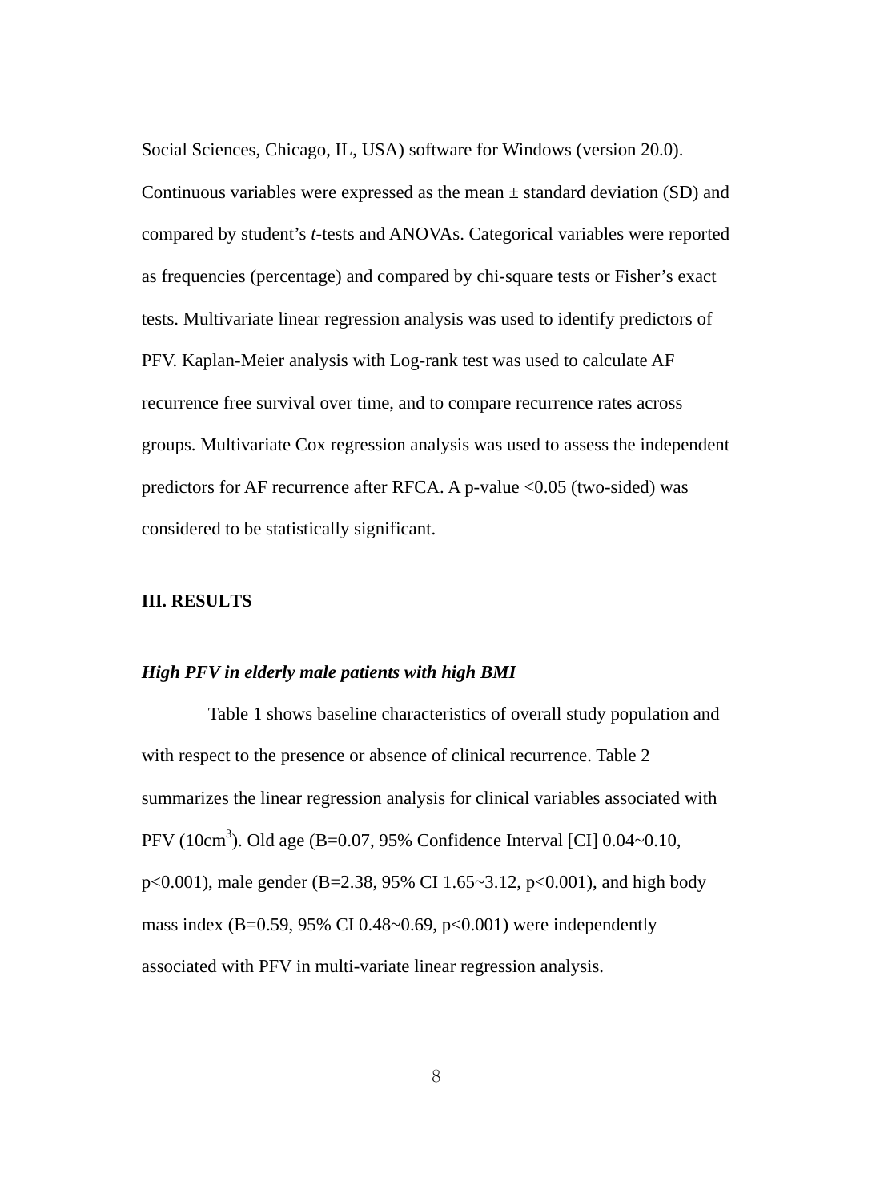Social Sciences, Chicago, IL, USA) software for Windows (version 20.0). Continuous variables were expressed as the mean ± standard deviation (SD) and compared by student's *t*-tests and ANOVAs. Categorical variables were reported as frequencies (percentage) and compared by chi-square tests or Fisher's exact tests. Multivariate linear regression analysis was used to identify predictors of PFV. Kaplan-Meier analysis with Log-rank test was used to calculate AF recurrence free survival over time, and to compare recurrence rates across groups. Multivariate Cox regression analysis was used to assess the independent predictors for AF recurrence after RFCA. A p-value <0.05 (two-sided) was considered to be statistically significant.

## III. RESULTS

### *High PFV in elderly male patients with high BMI*

Table 1 shows baseline characteristics of overall study population and with respect to the presence or absence of clinical recurrence. Table 2 summarizes the linear regression analysis for clinical variables associated with PFV ($10cm^3$). Old age (B=0.07, 95% Confidence Interval [CI] 0.04~0.10, p<0.001), male gender (B=2.38, 95% CI 1.65~3.12, p<0.001), and high body mass index (B=0.59, 95% CI 0.48~0.69, p<0.001) were independently associated with PFV in multi-variate linear regression analysis.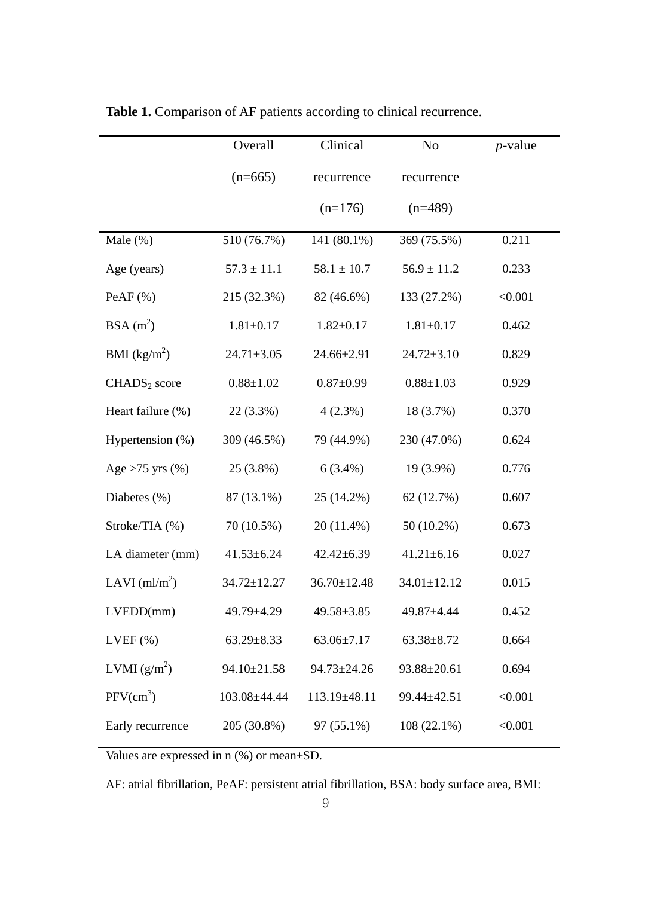**Table 1.** Comparison of AF patients according to clinical recurrence.

| | Overall (n=665) | Clinical recurrence (n=176) | No recurrence (n=489) | *p*-value |
|---|---|---|---|---|
| Male (%) | 510 (76.7%) | 141 (80.1%) | 369 (75.5%) | 0.211 |
| Age (years) | 57.3 ± 11.1 | 58.1 ± 10.7 | 56.9 ± 11.2 | 0.233 |
| PeAF (%) | 215 (32.3%) | 82 (46.6%) | 133 (27.2%) | <0.001 |
| BSA ($m^2$) | 1.81±0.17 | 1.82±0.17 | 1.81±0.17 | 0.462 |
| BMI ($kg/m^2$) | 24.71±3.05 | 24.66±2.91 | 24.72±3.10 | 0.829 |
| $CHADS_2$ score | 0.88±1.02 | 0.87±0.99 | 0.88±1.03 | 0.929 |
| Heart failure (%) | 22 (3.3%) | 4 (2.3%) | 18 (3.7%) | 0.370 |
| Hypertension (%) | 309 (46.5%) | 79 (44.9%) | 230 (47.0%) | 0.624 |
| Age >75 yrs (%) | 25 (3.8%) | 6 (3.4%) | 19 (3.9%) | 0.776 |
| Diabetes (%) | 87 (13.1%) | 25 (14.2%) | 62 (12.7%) | 0.607 |
| Stroke/TIA (%) | 70 (10.5%) | 20 (11.4%) | 50 (10.2%) | 0.673 |
| LA diameter (mm) | 41.53±6.24 | 42.42±6.39 | 41.21±6.16 | 0.027 |
| LAVI ($ml/m^2$) | 34.72±12.27 | 36.70±12.48 | 34.01±12.12 | 0.015 |
| LVEDD(mm) | 49.79±4.29 | 49.58±3.85 | 49.87±4.44 | 0.452 |
| LVEF (%) | 63.29±8.33 | 63.06±7.17 | 63.38±8.72 | 0.664 |
| LVMI ($g/m^2$) | 94.10±21.58 | 94.73±24.26 | 93.88±20.61 | 0.694 |
| PFV($cm^3$) | 103.08±44.44 | 113.19±48.11 | 99.44±42.51 | <0.001 |
| Early recurrence | 205 (30.8%) | 97 (55.1%) | 108 (22.1%) | <0.001 |

Values are expressed in n (%) or mean±SD.

AF: atrial fibrillation, PeAF: persistent atrial fibrillation, BSA: body surface area, BMI: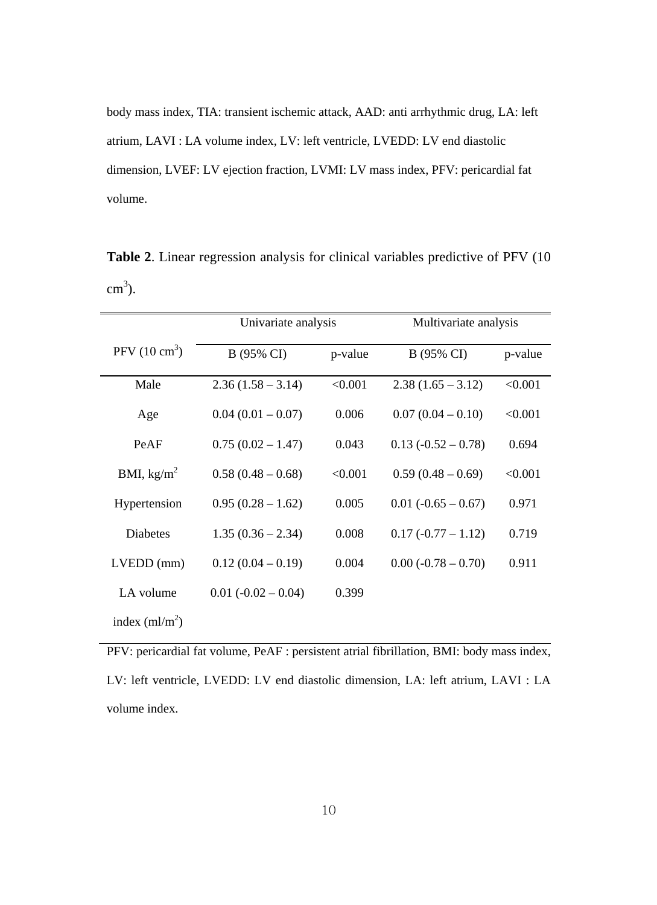body mass index, TIA: transient ischemic attack, AAD: anti arrhythmic drug, LA: left atrium, LAVI : LA volume index, LV: left ventricle, LVEDD: LV end diastolic dimension, LVEF: LV ejection fraction, LVMI: LV mass index, PFV: pericardial fat volume.

**Table 2**. Linear regression analysis for clinical variables predictive of PFV (10 $cm^3$).

| PFV (10 $cm^3$) | Univariate analysis | | Multivariate analysis | |
|---|---|---|---|---|
| | B (95% CI) | p-value | B (95% CI) | p-value |
| Male | 2.36 (1.58 – 3.14) | <0.001 | 2.38 (1.65 – 3.12) | <0.001 |
| Age | 0.04 (0.01 – 0.07) | 0.006 | 0.07 (0.04 – 0.10) | <0.001 |
| PeAF | 0.75 (0.02 – 1.47) | 0.043 | 0.13 (-0.52 – 0.78) | 0.694 |
| BMI, $kg/m^2$ | 0.58 (0.48 – 0.68) | <0.001 | 0.59 (0.48 – 0.69) | <0.001 |
| Hypertension | 0.95 (0.28 – 1.62) | 0.005 | 0.01 (-0.65 – 0.67) | 0.971 |
| Diabetes | 1.35 (0.36 – 2.34) | 0.008 | 0.17 (-0.77 – 1.12) | 0.719 |
| LVEDD (mm) | 0.12 (0.04 – 0.19) | 0.004 | 0.00 (-0.78 – 0.70) | 0.911 |
| LA volume index ($ml/m^2$) | 0.01 (-0.02 – 0.04) | 0.399 | | |

PFV: pericardial fat volume, PeAF : persistent atrial fibrillation, BMI: body mass index, LV: left ventricle, LVEDD: LV end diastolic dimension, LA: left atrium, LAVI : LA volume index.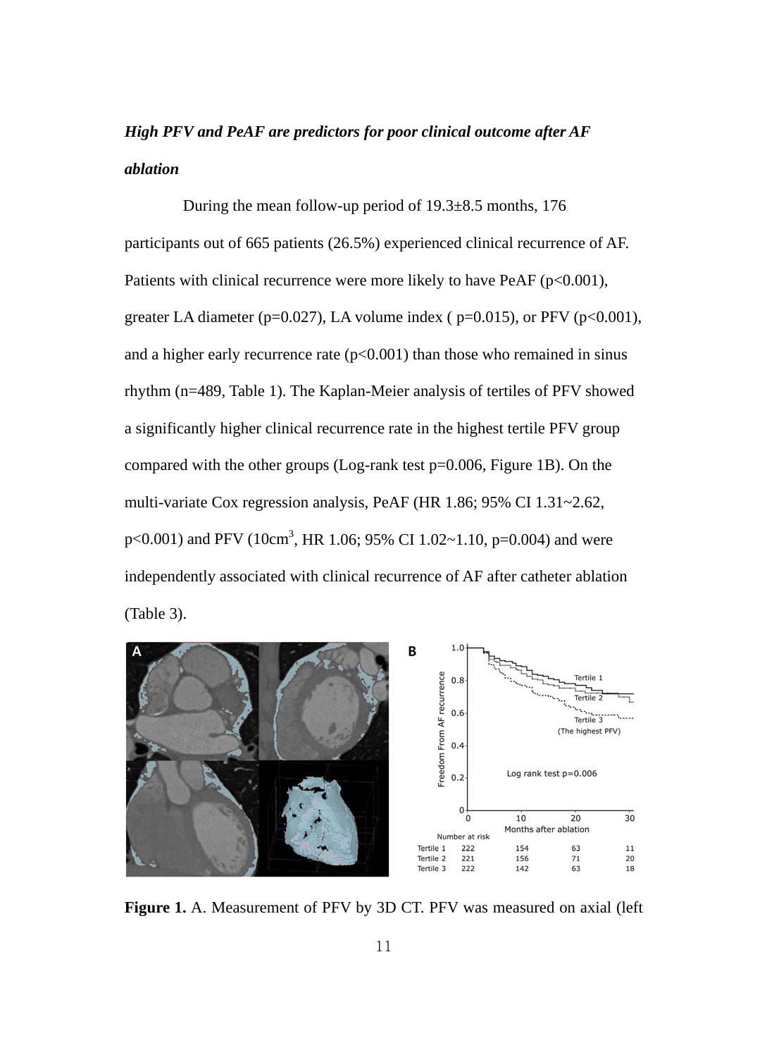***High PFV and PeAF are predictors for poor clinical outcome after AF ablation***

During the mean follow-up period of 19.3±8.5 months, 176 participants out of 665 patients (26.5%) experienced clinical recurrence of AF. Patients with clinical recurrence were more likely to have PeAF ($p<0.001$), greater LA diameter ($p=0.027$), LA volume index ( $p=0.015$), or PFV ($p<0.001$), and a higher early recurrence rate ($p<0.001$) than those who remained in sinus rhythm (n=489, Table 1). The Kaplan-Meier analysis of tertiles of PFV showed a significantly higher clinical recurrence rate in the highest tertile PFV group compared with the other groups (Log-rank test $p=0.006$, Figure 1B). On the multi-variate Cox regression analysis, PeAF (HR 1.86; 95% CI 1.31~2.62, $p<0.001$) and PFV ($10cm^3$, HR 1.06; 95% CI 1.02~1.10, $p=0.004$) and were independently associated with clinical recurrence of AF after catheter ablation (Table 3).

**Figure 1.** A. Measurement of PFV by 3D CT. PFV was measured on axial (left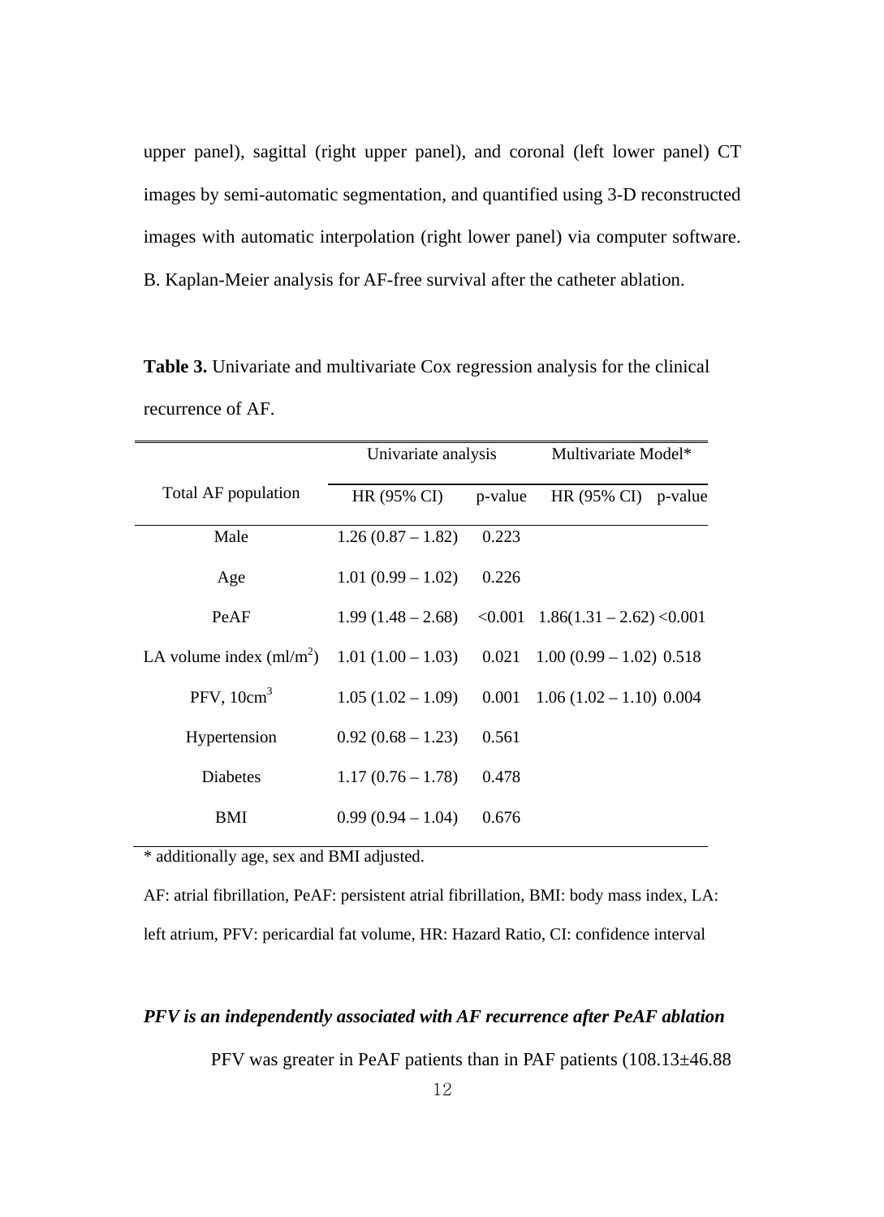upper panel), sagittal (right upper panel), and coronal (left lower panel) CT images by semi-automatic segmentation, and quantified using 3-D reconstructed images with automatic interpolation (right lower panel) via computer software. B. Kaplan-Meier analysis for AF-free survival after the catheter ablation.

**Table 3.** Univariate and multivariate Cox regression analysis for the clinical recurrence of AF.

| Total AF population | Univariate analysis | | Multivariate Model* | |
|---|---|---|---|---|
| | HR (95% CI) | p-value | HR (95% CI) | p-value |
| Male | 1.26 (0.87 – 1.82) | 0.223 | | |
| Age | 1.01 (0.99 – 1.02) | 0.226 | | |
| PeAF | 1.99 (1.48 – 2.68) | <0.001 | 1.86(1.31 – 2.62) | <0.001 |
| LA volume index (ml/m$^2$) | 1.01 (1.00 – 1.03) | 0.021 | 1.00 (0.99 – 1.02) | 0.518 |
| PFV, 10cm$^3$ | 1.05 (1.02 – 1.09) | 0.001 | 1.06 (1.02 – 1.10) | 0.004 |
| Hypertension | 0.92 (0.68 – 1.23) | 0.561 | | |
| Diabetes | 1.17 (0.76 – 1.78) | 0.478 | | |
| BMI | 0.99 (0.94 – 1.04) | 0.676 | | |

\* additionally age, sex and BMI adjusted.

AF: atrial fibrillation, PeAF: persistent atrial fibrillation, BMI: body mass index, LA: left atrium, PFV: pericardial fat volume, HR: Hazard Ratio, CI: confidence interval

### *PFV is an independently associated with AF recurrence after PeAF ablation*

PFV was greater in PeAF patients than in PAF patients (108.13±46.88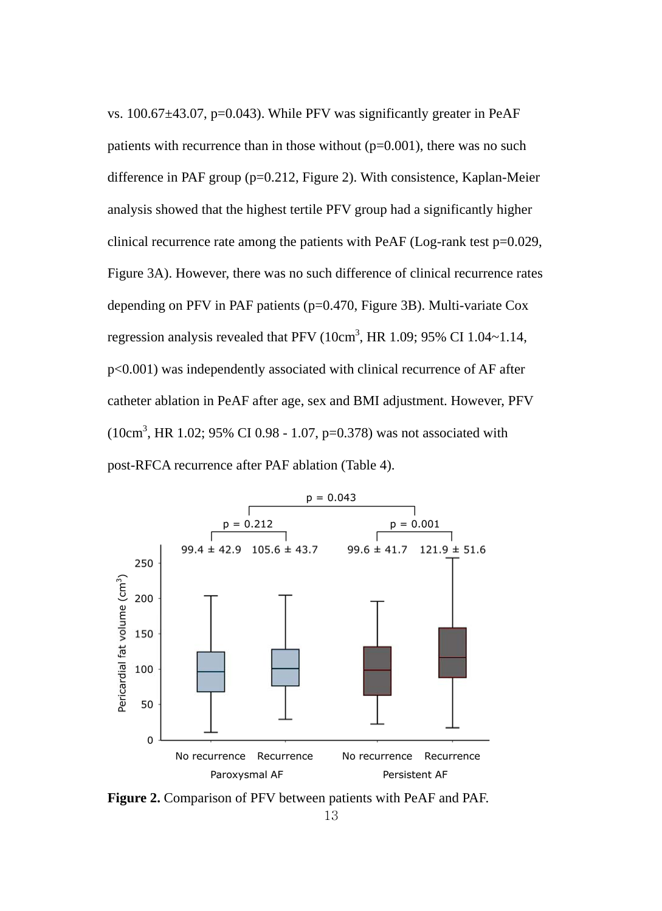vs. 100.67±43.07, p=0.043). While PFV was significantly greater in PeAF patients with recurrence than in those without (p=0.001), there was no such difference in PAF group (p=0.212, Figure 2). With consistence, Kaplan-Meier analysis showed that the highest tertile PFV group had a significantly higher clinical recurrence rate among the patients with PeAF (Log-rank test p=0.029, Figure 3A). However, there was no such difference of clinical recurrence rates depending on PFV in PAF patients (p=0.470, Figure 3B). Multi-variate Cox regression analysis revealed that PFV ($10cm^3$, HR 1.09; 95% CI 1.04~1.14, p<0.001) was independently associated with clinical recurrence of AF after catheter ablation in PeAF after age, sex and BMI adjustment. However, PFV ($10cm^3$, HR 1.02; 95% CI 0.98 - 1.07, p=0.378) was not associated with post-RFCA recurrence after PAF ablation (Table 4).

**Figure 2.** Comparison of PFV between patients with PeAF and PAF.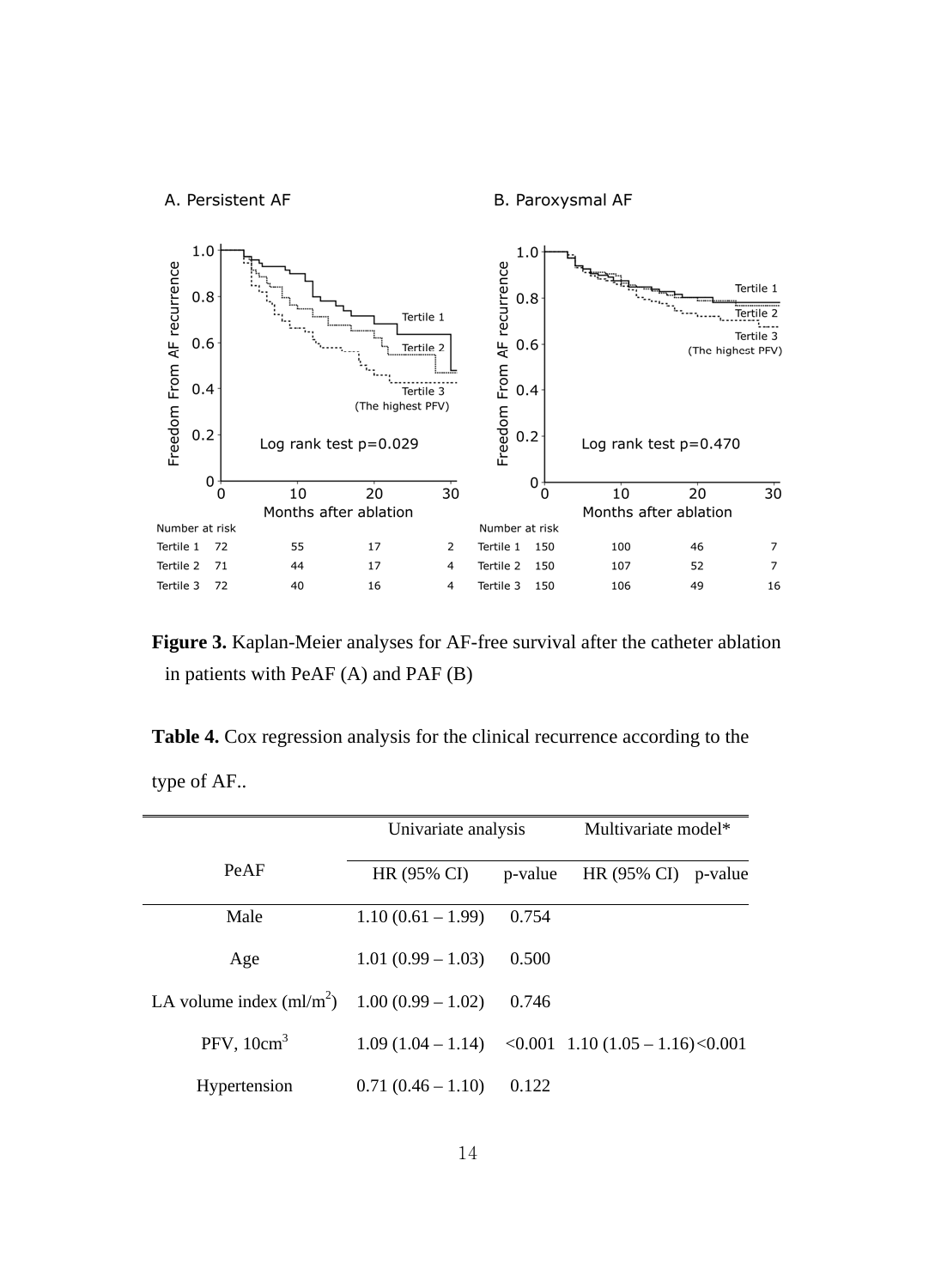A. Persistent AF

B. Paroxysmal AF

Number at risk

| | 0 | 10 | 20 | 30 |
|---|---|---|---|---|
| Tertile 1 | 72 | 55 | 17 | 2 |
| Tertile 2 | 71 | 44 | 17 | 4 |
| Tertile 3 | 72 | 40 | 16 | 4 |

Number at risk

| | 0 | 10 | 20 | 30 |
|---|---|---|---|---|
| Tertile 1 | 150 | 100 | 46 | 7 |
| Tertile 2 | 150 | 107 | 52 | 7 |
| Tertile 3 | 150 | 106 | 49 | 16 |

**Figure 3.** Kaplan-Meier analyses for AF-free survival after the catheter ablation in patients with PeAF (A) and PAF (B)

**Table 4.** Cox regression analysis for the clinical recurrence according to the type of AF..

| | Univariate analysis | | Multivariate model* | |
|---|---|---|---|---|
| PeAF | HR (95% CI) | p-value | HR (95% CI) | p-value |
| Male | 1.10 (0.61 – 1.99) | 0.754 | | |
| Age | 1.01 (0.99 – 1.03) | 0.500 | | |
| LA volume index (ml/m$^2$) | 1.00 (0.99 – 1.02) | 0.746 | | |
| PFV, 10cm$^3$ | 1.09 (1.04 – 1.14) | <0.001 | 1.10 (1.05 – 1.16) | <0.001 |
| Hypertension | 0.71 (0.46 – 1.10) | 0.122 | | |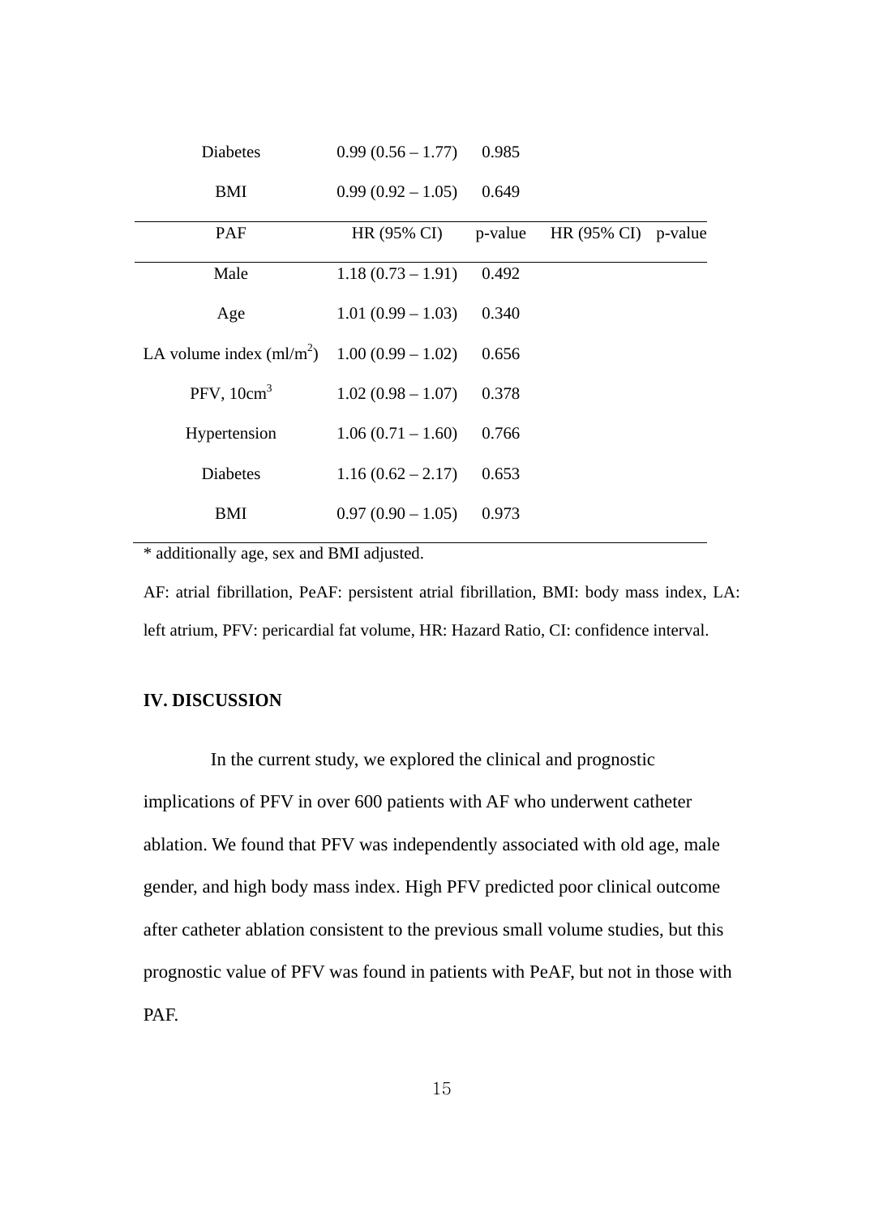| | | | | |
|---|---|---|---|---|
| Diabetes | 0.99 (0.56 – 1.77) | 0.985 | | |
| BMI | 0.99 (0.92 – 1.05) | 0.649 | | |
| PAF | HR (95% CI) | p-value | HR (95% CI) | p-value |
| Male | 1.18 (0.73 – 1.91) | 0.492 | | |
| Age | 1.01 (0.99 – 1.03) | 0.340 | | |
| LA volume index (ml/m$^2$) | 1.00 (0.99 – 1.02) | 0.656 | | |
| PFV, 10cm$^3$ | 1.02 (0.98 – 1.07) | 0.378 | | |
| Hypertension | 1.06 (0.71 – 1.60) | 0.766 | | |
| Diabetes | 1.16 (0.62 – 2.17) | 0.653 | | |
| BMI | 0.97 (0.90 – 1.05) | 0.973 | | |

* additionally age, sex and BMI adjusted.

AF: atrial fibrillation, PeAF: persistent atrial fibrillation, BMI: body mass index, LA: left atrium, PFV: pericardial fat volume, HR: Hazard Ratio, CI: confidence interval.

## IV. DISCUSSION

In the current study, we explored the clinical and prognostic implications of PFV in over 600 patients with AF who underwent catheter ablation. We found that PFV was independently associated with old age, male gender, and high body mass index. High PFV predicted poor clinical outcome after catheter ablation consistent to the previous small volume studies, but this prognostic value of PFV was found in patients with PeAF, but not in those with PAF.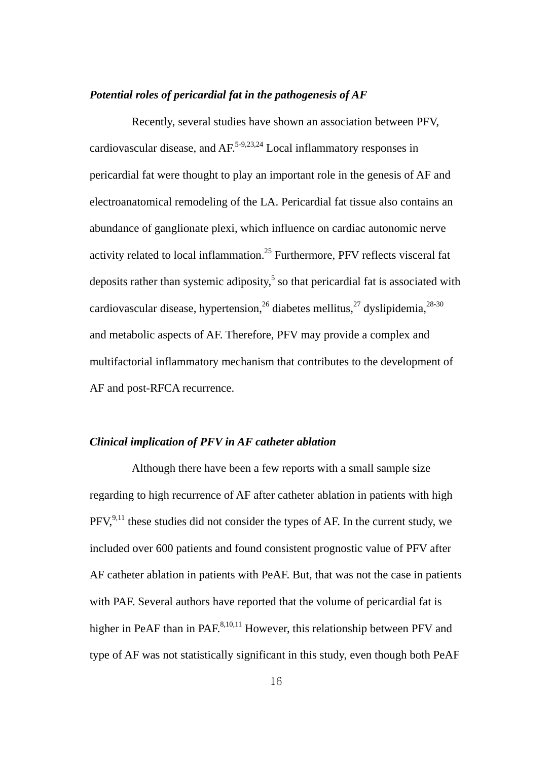### *Potential roles of pericardial fat in the pathogenesis of AF*

Recently, several studies have shown an association between PFV, cardiovascular disease, and AF.[5-9,23,24] Local inflammatory responses in pericardial fat were thought to play an important role in the genesis of AF and electroanatomical remodeling of the LA. Pericardial fat tissue also contains an abundance of ganglionate plexi, which influence on cardiac autonomic nerve activity related to local inflammation.[25] Furthermore, PFV reflects visceral fat deposits rather than systemic adiposity,[5] so that pericardial fat is associated with cardiovascular disease, hypertension,[26] diabetes mellitus,[27] dyslipidemia,[28-30] and metabolic aspects of AF. Therefore, PFV may provide a complex and multifactorial inflammatory mechanism that contributes to the development of AF and post-RFCA recurrence.

### *Clinical implication of PFV in AF catheter ablation*

Although there have been a few reports with a small sample size regarding to high recurrence of AF after catheter ablation in patients with high PFV,[9,11] these studies did not consider the types of AF. In the current study, we included over 600 patients and found consistent prognostic value of PFV after AF catheter ablation in patients with PeAF. But, that was not the case in patients with PAF. Several authors have reported that the volume of pericardial fat is higher in PeAF than in PAF.[8,10,11] However, this relationship between PFV and type of AF was not statistically significant in this study, even though both PeAF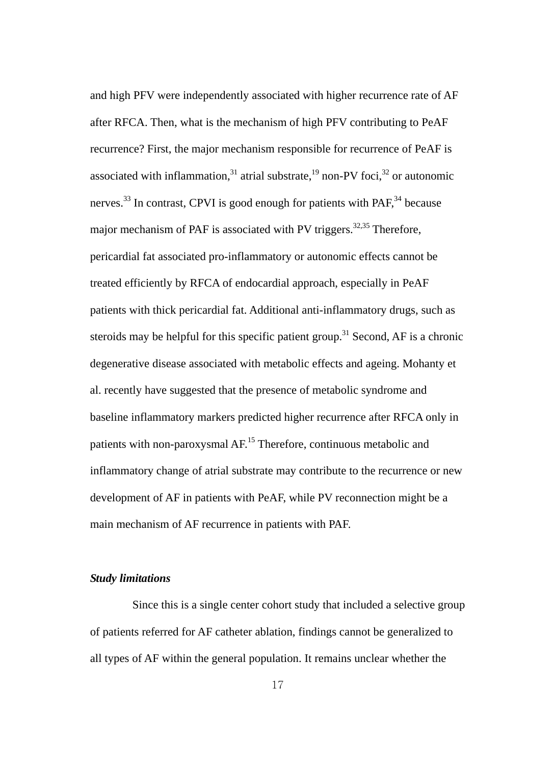and high PFV were independently associated with higher recurrence rate of AF after RFCA. Then, what is the mechanism of high PFV contributing to PeAF recurrence? First, the major mechanism responsible for recurrence of PeAF is associated with inflammation,[31] atrial substrate,[19] non-PV foci,[32] or autonomic nerves.[33] In contrast, CPVI is good enough for patients with PAF,[34] because major mechanism of PAF is associated with PV triggers.[32,35] Therefore, pericardial fat associated pro-inflammatory or autonomic effects cannot be treated efficiently by RFCA of endocardial approach, especially in PeAF patients with thick pericardial fat. Additional anti-inflammatory drugs, such as steroids may be helpful for this specific patient group.[31] Second, AF is a chronic degenerative disease associated with metabolic effects and ageing. Mohanty et al. recently have suggested that the presence of metabolic syndrome and baseline inflammatory markers predicted higher recurrence after RFCA only in patients with non-paroxysmal AF.[15] Therefore, continuous metabolic and inflammatory change of atrial substrate may contribute to the recurrence or new development of AF in patients with PeAF, while PV reconnection might be a main mechanism of AF recurrence in patients with PAF.

***Study limitations***

Since this is a single center cohort study that included a selective group of patients referred for AF catheter ablation, findings cannot be generalized to all types of AF within the general population. It remains unclear whether the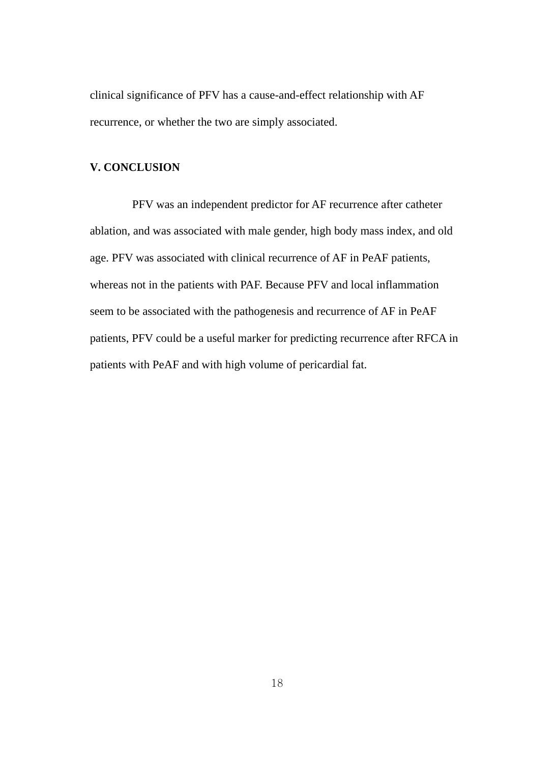clinical significance of PFV has a cause-and-effect relationship with AF recurrence, or whether the two are simply associated.

## V. CONCLUSION

PFV was an independent predictor for AF recurrence after catheter ablation, and was associated with male gender, high body mass index, and old age. PFV was associated with clinical recurrence of AF in PeAF patients, whereas not in the patients with PAF. Because PFV and local inflammation seem to be associated with the pathogenesis and recurrence of AF in PeAF patients, PFV could be a useful marker for predicting recurrence after RFCA in patients with PeAF and with high volume of pericardial fat.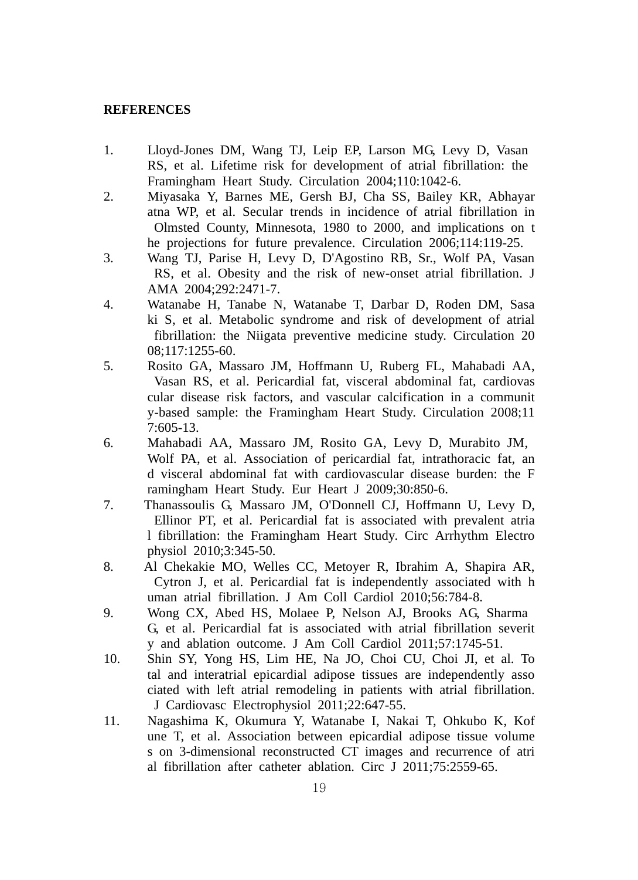**REFERENCES**

1. Lloyd-Jones DM, Wang TJ, Leip EP, Larson MG, Levy D, Vasan RS, et al. Lifetime risk for development of atrial fibrillation: the Framingham Heart Study. Circulation 2004;110:1042-6.
2. Miyasaka Y, Barnes ME, Gersh BJ, Cha SS, Bailey KR, Abhayaratna WP, et al. Secular trends in incidence of atrial fibrillation in Olmsted County, Minnesota, 1980 to 2000, and implications on the projections for future prevalence. Circulation 2006;114:119-25.
3. Wang TJ, Parise H, Levy D, D'Agostino RB, Sr., Wolf PA, Vasan RS, et al. Obesity and the risk of new-onset atrial fibrillation. JAMA 2004;292:2471-7.
4. Watanabe H, Tanabe N, Watanabe T, Darbar D, Roden DM, Sasaki S, et al. Metabolic syndrome and risk of development of atrial fibrillation: the Niigata preventive medicine study. Circulation 2008;117:1255-60.
5. Rosito GA, Massaro JM, Hoffmann U, Ruberg FL, Mahabadi AA, Vasan RS, et al. Pericardial fat, visceral abdominal fat, cardiovascular disease risk factors, and vascular calcification in a community-based sample: the Framingham Heart Study. Circulation 2008;117:605-13.
6. Mahabadi AA, Massaro JM, Rosito GA, Levy D, Murabito JM, Wolf PA, et al. Association of pericardial fat, intrathoracic fat, and visceral abdominal fat with cardiovascular disease burden: the Framingham Heart Study. Eur Heart J 2009;30:850-6.
7. Thanassoulis G, Massaro JM, O'Donnell CJ, Hoffmann U, Levy D, Ellinor PT, et al. Pericardial fat is associated with prevalent atrial fibrillation: the Framingham Heart Study. Circ Arrhythm Electrophysiol 2010;3:345-50.
8. Al Chekakie MO, Welles CC, Metoyer R, Ibrahim A, Shapira AR, Cytron J, et al. Pericardial fat is independently associated with human atrial fibrillation. J Am Coll Cardiol 2010;56:784-8.
9. Wong CX, Abed HS, Molaee P, Nelson AJ, Brooks AG, Sharma G, et al. Pericardial fat is associated with atrial fibrillation severity and ablation outcome. J Am Coll Cardiol 2011;57:1745-51.
10. Shin SY, Yong HS, Lim HE, Na JO, Choi CU, Choi JI, et al. Total and interatrial epicardial adipose tissues are independently associated with left atrial remodeling in patients with atrial fibrillation. J Cardiovasc Electrophysiol 2011;22:647-55.
11. Nagashima K, Okumura Y, Watanabe I, Nakai T, Ohkubo K, Kofune T, et al. Association between epicardial adipose tissue volumes on 3-dimensional reconstructed CT images and recurrence of atrial fibrillation after catheter ablation. Circ J 2011;75:2559-65.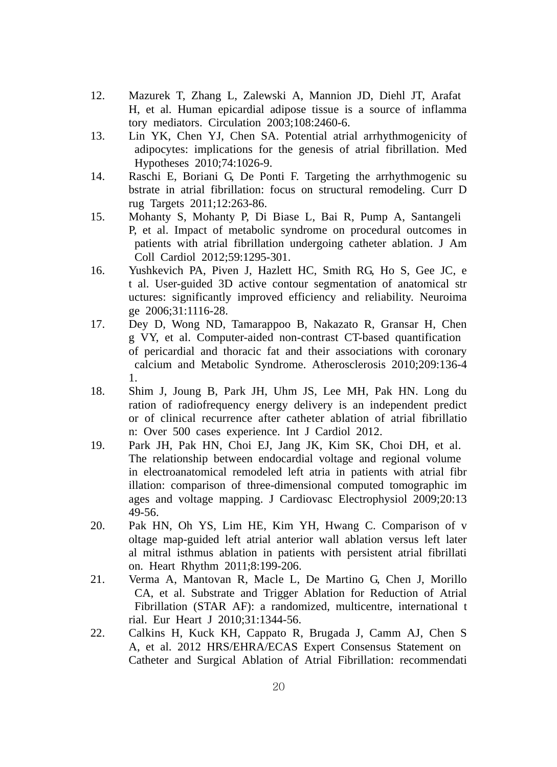12. Mazurek T, Zhang L, Zalewski A, Mannion JD, Diehl JT, Arafat H, et al. Human epicardial adipose tissue is a source of inflammatory mediators. Circulation 2003;108:2460-6.
13. Lin YK, Chen YJ, Chen SA. Potential atrial arrhythmogenicity of adipocytes: implications for the genesis of atrial fibrillation. Med Hypotheses 2010;74:1026-9.
14. Raschi E, Boriani G, De Ponti F. Targeting the arrhythmogenic substrate in atrial fibrillation: focus on structural remodeling. Curr Drug Targets 2011;12:263-86.
15. Mohanty S, Mohanty P, Di Biase L, Bai R, Pump A, Santangeli P, et al. Impact of metabolic syndrome on procedural outcomes in patients with atrial fibrillation undergoing catheter ablation. J Am Coll Cardiol 2012;59:1295-301.
16. Yushkevich PA, Piven J, Hazlett HC, Smith RG, Ho S, Gee JC, et al. User-guided 3D active contour segmentation of anatomical structures: significantly improved efficiency and reliability. Neuroimage 2006;31:1116-28.
17. Dey D, Wong ND, Tamarappoo B, Nakazato R, Gransar H, Cheng VY, et al. Computer-aided non-contrast CT-based quantification of pericardial and thoracic fat and their associations with coronary calcium and Metabolic Syndrome. Atherosclerosis 2010;209:136-41.
18. Shim J, Joung B, Park JH, Uhm JS, Lee MH, Pak HN. Long duration of radiofrequency energy delivery is an independent predictor of clinical recurrence after catheter ablation of atrial fibrillation: Over 500 cases experience. Int J Cardiol 2012.
19. Park JH, Pak HN, Choi EJ, Jang JK, Kim SK, Choi DH, et al. The relationship between endocardial voltage and regional volume in electroanatomical remodeled left atria in patients with atrial fibrillation: comparison of three-dimensional computed tomographic images and voltage mapping. J Cardiovasc Electrophysiol 2009;20:1349-56.
20. Pak HN, Oh YS, Lim HE, Kim YH, Hwang C. Comparison of voltage map-guided left atrial anterior wall ablation versus left lateral mitral isthmus ablation in patients with persistent atrial fibrillation. Heart Rhythm 2011;8:199-206.
21. Verma A, Mantovan R, Macle L, De Martino G, Chen J, Morillo CA, et al. Substrate and Trigger Ablation for Reduction of Atrial Fibrillation (STAR AF): a randomized, multicentre, international trial. Eur Heart J 2010;31:1344-56.
22. Calkins H, Kuck KH, Cappato R, Brugada J, Camm AJ, Chen SA, et al. 2012 HRS/EHRA/ECAS Expert Consensus Statement on Catheter and Surgical Ablation of Atrial Fibrillation: recommendati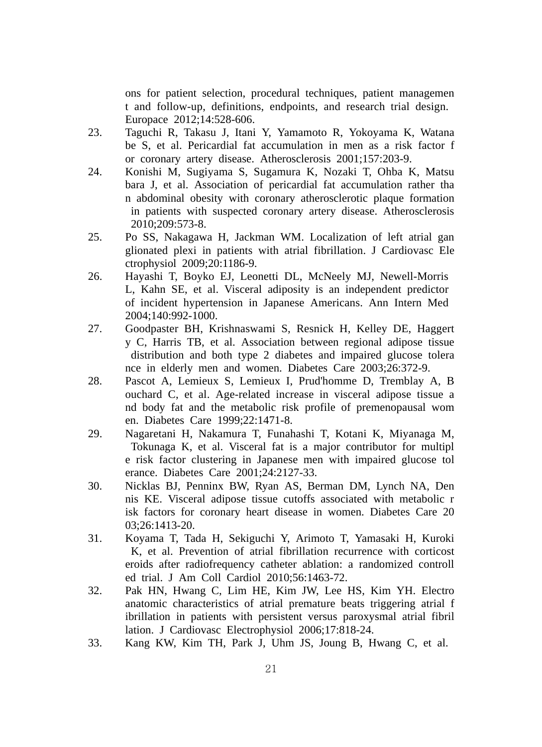ons for patient selection, procedural techniques, patient managemen t and follow-up, definitions, endpoints, and research trial design. Europace 2012;14:528-606.

23. Taguchi R, Takasu J, Itani Y, Yamamoto R, Yokoyama K, Watana be S, et al. Pericardial fat accumulation in men as a risk factor f or coronary artery disease. Atherosclerosis 2001;157:203-9.
24. Konishi M, Sugiyama S, Sugamura K, Nozaki T, Ohba K, Matsu bara J, et al. Association of pericardial fat accumulation rather tha n abdominal obesity with coronary atherosclerotic plaque formation in patients with suspected coronary artery disease. Atherosclerosis 2010;209:573-8.
25. Po SS, Nakagawa H, Jackman WM. Localization of left atrial gan glionated plexi in patients with atrial fibrillation. J Cardiovasc Ele ctrophysiol 2009;20:1186-9.
26. Hayashi T, Boyko EJ, Leonetti DL, McNeely MJ, Newell-Morris L, Kahn SE, et al. Visceral adiposity is an independent predictor of incident hypertension in Japanese Americans. Ann Intern Med 2004;140:992-1000.
27. Goodpaster BH, Krishnaswami S, Resnick H, Kelley DE, Haggert y C, Harris TB, et al. Association between regional adipose tissue distribution and both type 2 diabetes and impaired glucose tolera nce in elderly men and women. Diabetes Care 2003;26:372-9.
28. Pascot A, Lemieux S, Lemieux I, Prud'homme D, Tremblay A, B ouchard C, et al. Age-related increase in visceral adipose tissue a nd body fat and the metabolic risk profile of premenopausal wom en. Diabetes Care 1999;22:1471-8.
29. Nagaretani H, Nakamura T, Funahashi T, Kotani K, Miyanaga M, Tokunaga K, et al. Visceral fat is a major contributor for multipl e risk factor clustering in Japanese men with impaired glucose tol erance. Diabetes Care 2001;24:2127-33.
30. Nicklas BJ, Penninx BW, Ryan AS, Berman DM, Lynch NA, Den nis KE. Visceral adipose tissue cutoffs associated with metabolic r isk factors for coronary heart disease in women. Diabetes Care 20 03;26:1413-20.
31. Koyama T, Tada H, Sekiguchi Y, Arimoto T, Yamasaki H, Kuroki K, et al. Prevention of atrial fibrillation recurrence with corticost eroids after radiofrequency catheter ablation: a randomized controll ed trial. J Am Coll Cardiol 2010;56:1463-72.
32. Pak HN, Hwang C, Lim HE, Kim JW, Lee HS, Kim YH. Electro anatomic characteristics of atrial premature beats triggering atrial f ibrillation in patients with persistent versus paroxysmal atrial fibril lation. J Cardiovasc Electrophysiol 2006;17:818-24.
33. Kang KW, Kim TH, Park J, Uhm JS, Joung B, Hwang C, et al.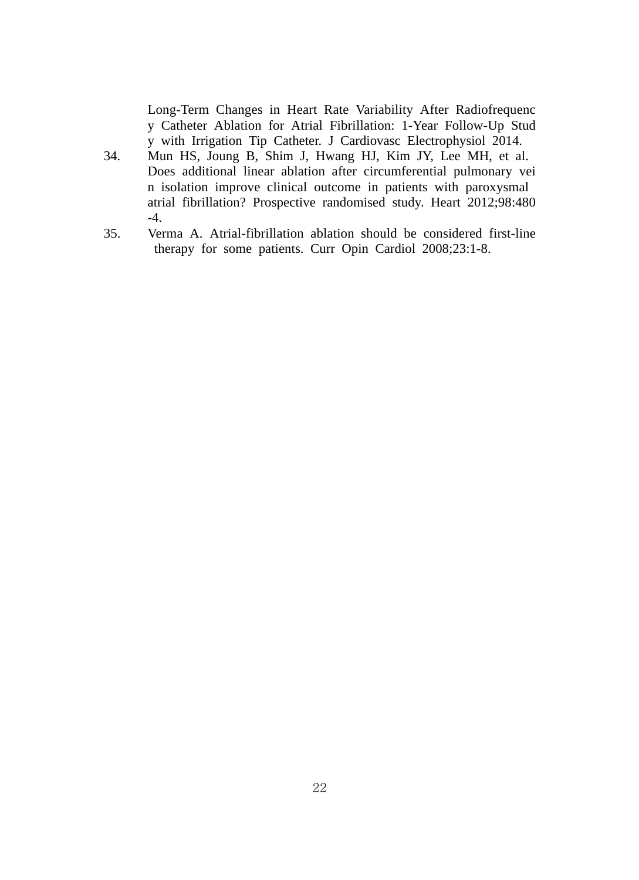Long-Term Changes in Heart Rate Variability After Radiofrequency Catheter Ablation for Atrial Fibrillation: 1-Year Follow-Up Study with Irrigation Tip Catheter. J Cardiovasc Electrophysiol 2014.

34. Mun HS, Joung B, Shim J, Hwang HJ, Kim JY, Lee MH, et al. Does additional linear ablation after circumferential pulmonary vein isolation improve clinical outcome in patients with paroxysmal atrial fibrillation? Prospective randomised study. Heart 2012;98:480-4.
35. Verma A. Atrial-fibrillation ablation should be considered first-line therapy for some patients. Curr Opin Cardiol 2008;23:1-8.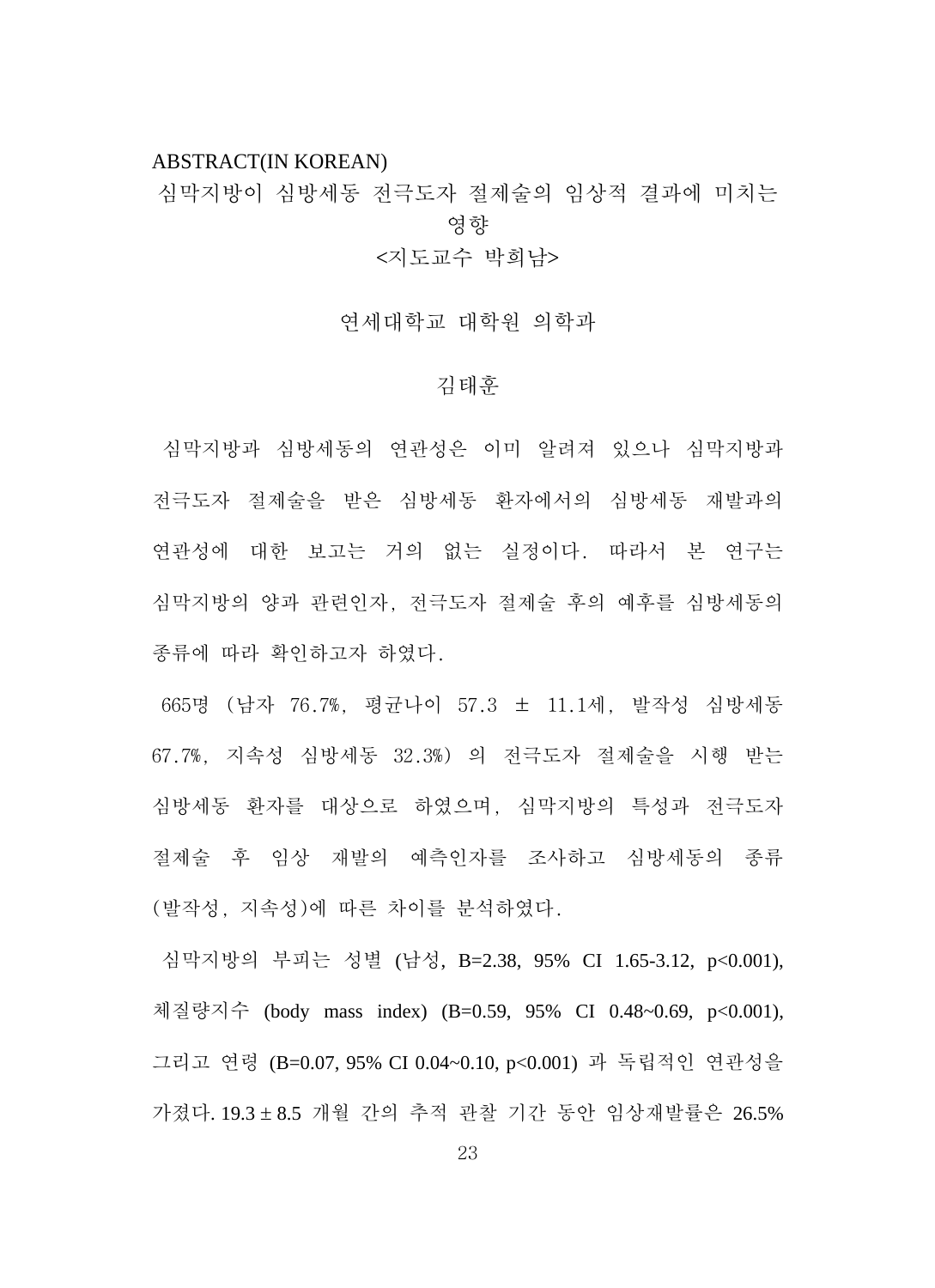ABSTRACT(IN KOREAN)

# 심막지방이 심방세동 전극도자 절제술의 임상적 결과에 미치는 영향

<지도교수 박희남>

연세대학교 대학원 의학과

김태훈

심막지방과 심방세동의 연관성은 이미 알려져 있으나 심막지방과 전극도자 절제술을 받은 심방세동 환자에서의 심방세동 재발과의 연관성에 대한 보고는 거의 없는 실정이다. 따라서 본 연구는 심막지방의 양과 관련인자, 전극도자 절제술 후의 예후를 심방세동의 종류에 따라 확인하고자 하였다.

665명 (남자 76.7%, 평균나이 57.3 ± 11.1세, 발작성 심방세동 67.7%, 지속성 심방세동 32.3%) 의 전극도자 절제술을 시행 받는 심방세동 환자를 대상으로 하였으며, 심막지방의 특성과 전극도자 절제술 후 임상 재발의 예측인자를 조사하고 심방세동의 종류 (발작성, 지속성)에 따른 차이를 분석하였다.

심막지방의 부피는 성별 (남성, B=2.38, 95% CI 1.65-3.12, $p<0.001$), 체질량지수 (body mass index) (B=0.59, 95% CI 0.48~0.69, $p<0.001$), 그리고 연령 (B=0.07, 95% CI 0.04~0.10, $p<0.001$) 과 독립적인 연관성을 가졌다. 19.3 ± 8.5 개월 간의 추적 관찰 기간 동안 임상재발률은 26.5%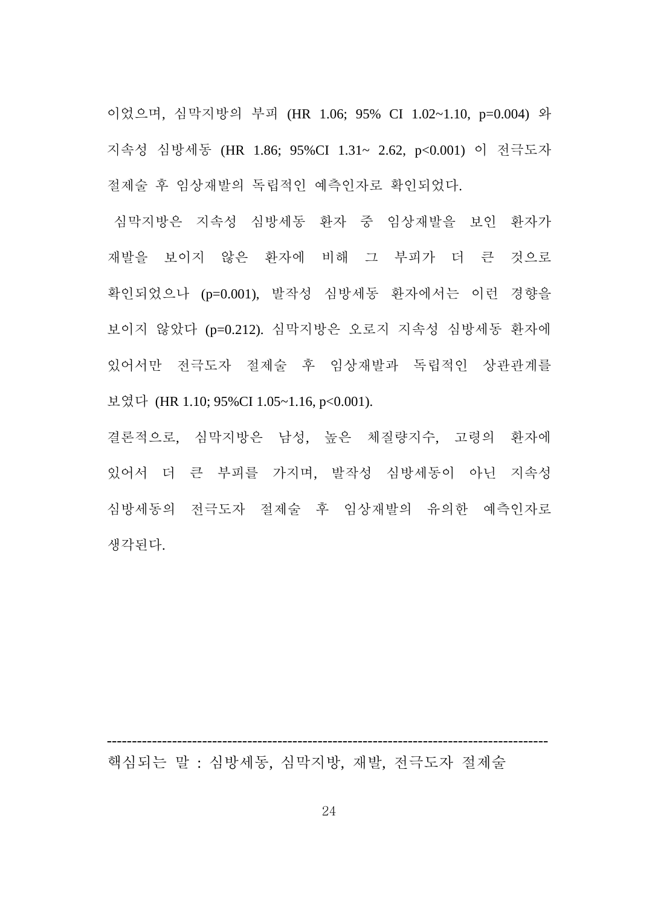이었으며, 심막지방의 부피 (HR 1.06; 95% CI 1.02~1.10, p=0.004) 와 지속성 심방세동 (HR 1.86; 95%CI 1.31~ 2.62, p<0.001) 이 전극도자 절제술 후 임상재발의 독립적인 예측인자로 확인되었다.

심막지방은 지속성 심방세동 환자 중 임상재발을 보인 환자가 재발을 보이지 않은 환자에 비해 그 부피가 더 큰 것으로 확인되었으나 (p=0.001), 발작성 심방세동 환자에서는 이런 경향을 보이지 않았다 (p=0.212). 심막지방은 오로지 지속성 심방세동 환자에 있어서만 전극도자 절제술 후 임상재발과 독립적인 상관관계를 보였다 (HR 1.10; 95%CI 1.05~1.16, p<0.001).

결론적으로, 심막지방은 남성, 높은 체질량지수, 고령의 환자에 있어서 더 큰 부피를 가지며, 발작성 심방세동이 아닌 지속성 심방세동의 전극도자 절제술 후 임상재발의 유의한 예측인자로 생각된다.

---

핵심되는 말 : 심방세동, 심막지방, 재발, 전극도자 절제술